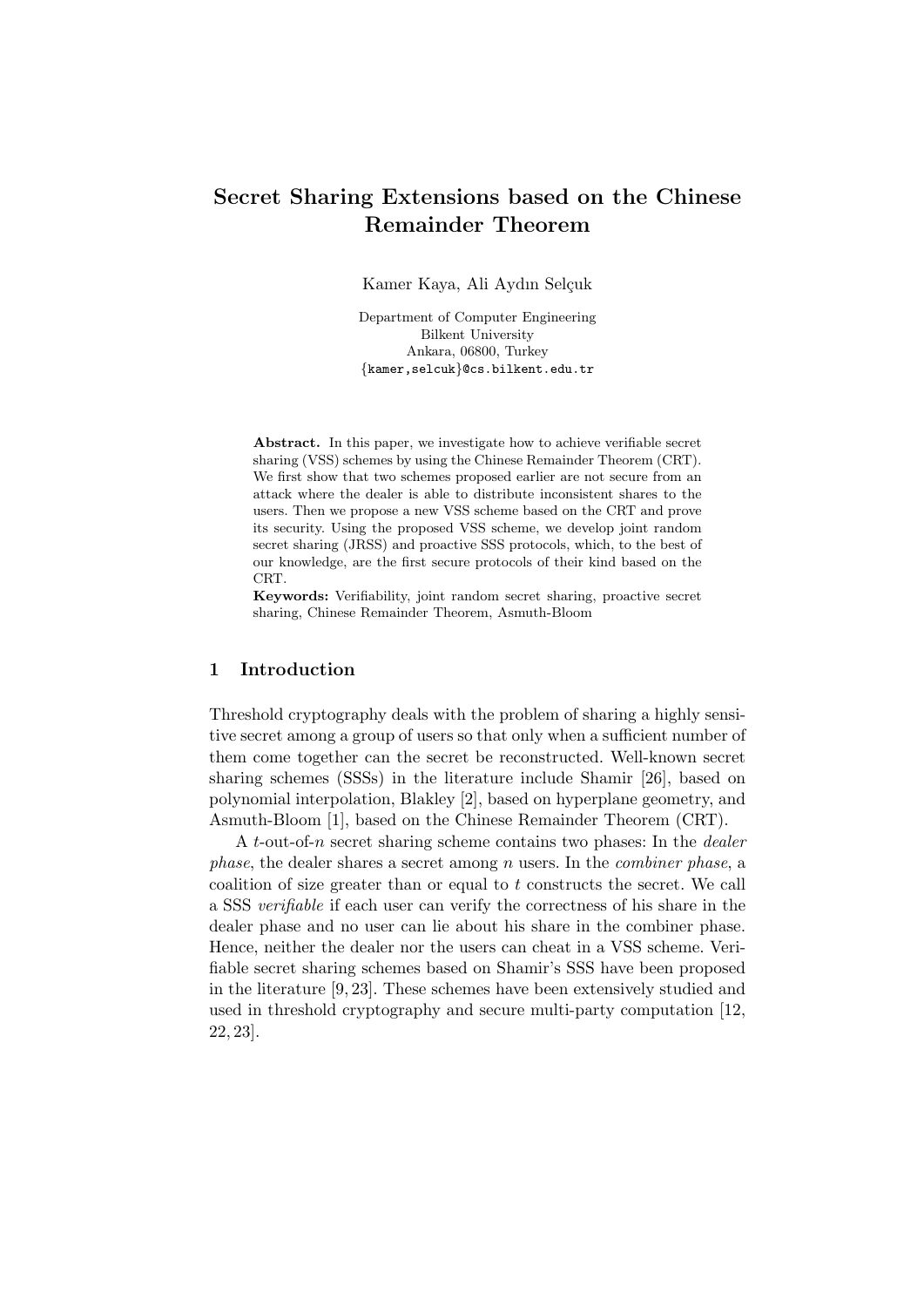# Secret Sharing Extensions based on the Chinese Remainder Theorem

Kamer Kaya, Ali Aydın Selçuk

Department of Computer Engineering
Bilkent University
Ankara, 06800, Turkey
{kamer,selcuk}@cs.bilkent.edu.tr

**Abstract.** In this paper, we investigate how to achieve verifiable secret sharing (VSS) schemes by using the Chinese Remainder Theorem (CRT). We first show that two schemes proposed earlier are not secure from an attack where the dealer is able to distribute inconsistent shares to the users. Then we propose a new VSS scheme based on the CRT and prove its security. Using the proposed VSS scheme, we develop joint random secret sharing (JRSS) and proactive SSS protocols, which, to the best of our knowledge, are the first secure protocols of their kind based on the CRT.

**Keywords:** Verifiability, joint random secret sharing, proactive secret sharing, Chinese Remainder Theorem, Asmuth-Bloom

## 1 Introduction

Threshold cryptography deals with the problem of sharing a highly sensitive secret among a group of users so that only when a sufficient number of them come together can the secret be reconstructed. Well-known secret sharing schemes (SSSs) in the literature include Shamir [26], based on polynomial interpolation, Blakley [2], based on hyperplane geometry, and Asmuth-Bloom [1], based on the Chinese Remainder Theorem (CRT).

A $t$-out-of-$n$ secret sharing scheme contains two phases: In the *dealer phase*, the dealer shares a secret among $n$ users. In the *combiner phase*, a coalition of size greater than or equal to $t$ constructs the secret. We call a SSS *verifiable* if each user can verify the correctness of his share in the dealer phase and no user can lie about his share in the combiner phase. Hence, neither the dealer nor the users can cheat in a VSS scheme. Verifiable secret sharing schemes based on Shamir's SSS have been proposed in the literature [9, 23]. These schemes have been extensively studied and used in threshold cryptography and secure multi-party computation [12, 22, 23].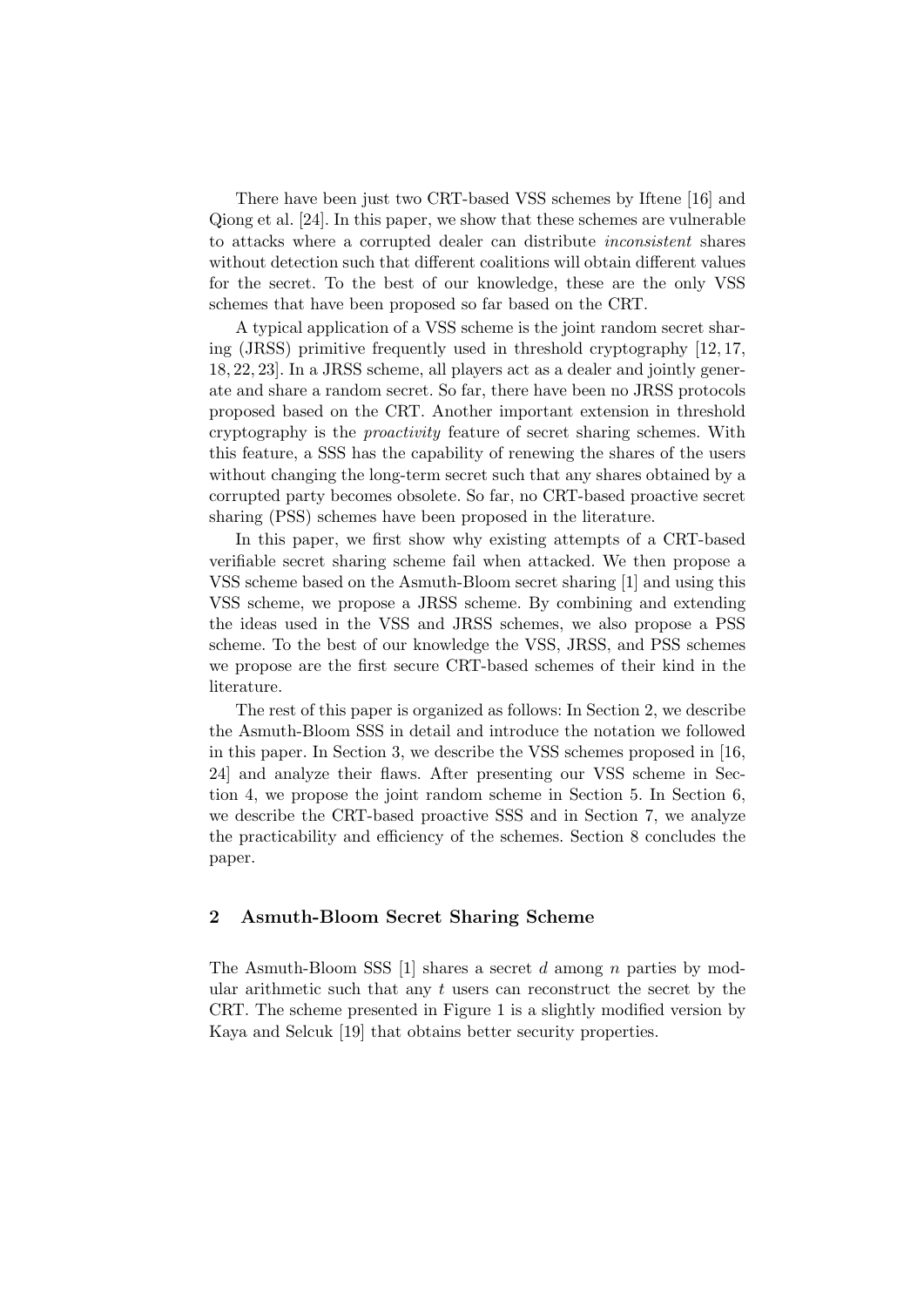There have been just two CRT-based VSS schemes by Iftene [16] and Qiong et al. [24]. In this paper, we show that these schemes are vulnerable to attacks where a corrupted dealer can distribute *inconsistent* shares without detection such that different coalitions will obtain different values for the secret. To the best of our knowledge, these are the only VSS schemes that have been proposed so far based on the CRT.

A typical application of a VSS scheme is the joint random secret sharing (JRSS) primitive frequently used in threshold cryptography [12, 17, 18, 22, 23]. In a JRSS scheme, all players act as a dealer and jointly generate and share a random secret. So far, there have been no JRSS protocols proposed based on the CRT. Another important extension in threshold cryptography is the *proactivity* feature of secret sharing schemes. With this feature, a SSS has the capability of renewing the shares of the users without changing the long-term secret such that any shares obtained by a corrupted party becomes obsolete. So far, no CRT-based proactive secret sharing (PSS) schemes have been proposed in the literature.

In this paper, we first show why existing attempts of a CRT-based verifiable secret sharing scheme fail when attacked. We then propose a VSS scheme based on the Asmuth-Bloom secret sharing [1] and using this VSS scheme, we propose a JRSS scheme. By combining and extending the ideas used in the VSS and JRSS schemes, we also propose a PSS scheme. To the best of our knowledge the VSS, JRSS, and PSS schemes we propose are the first secure CRT-based schemes of their kind in the literature.

The rest of this paper is organized as follows: In Section 2, we describe the Asmuth-Bloom SSS in detail and introduce the notation we followed in this paper. In Section 3, we describe the VSS schemes proposed in [16, 24] and analyze their flaws. After presenting our VSS scheme in Section 4, we propose the joint random scheme in Section 5. In Section 6, we describe the CRT-based proactive SSS and in Section 7, we analyze the practicability and efficiency of the schemes. Section 8 concludes the paper.

## 2 Asmuth-Bloom Secret Sharing Scheme

The Asmuth-Bloom SSS [1] shares a secret $d$ among $n$ parties by modular arithmetic such that any $t$ users can reconstruct the secret by the CRT. The scheme presented in Figure 1 is a slightly modified version by Kaya and Selcuk [19] that obtains better security properties.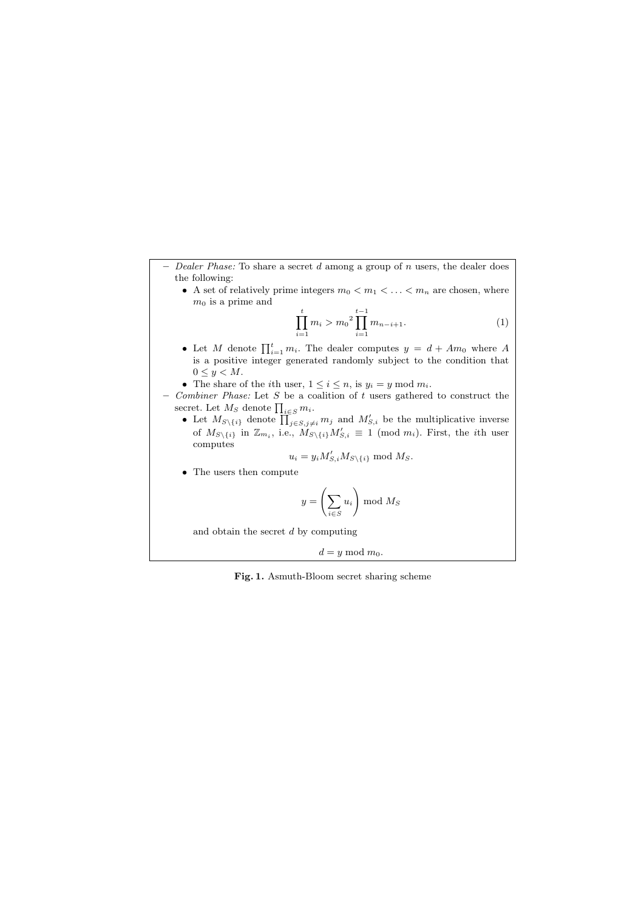- *Dealer Phase:* To share a secret $d$ among a group of $n$ users, the dealer does the following:
  - A set of relatively prime integers $m_0 < m_1 < \ldots < m_n$ are chosen, where $m_0$ is a prime and
  $$\prod_{i=1}^{t} m_i > {m_0}^2 \prod_{i=1}^{t-1} m_{n-i+1}. \tag{1}$$
  - Let $M$ denote $\prod_{i=1}^{t} m_i$. The dealer computes $y = d + Am_0$ where $A$ is a positive integer generated randomly subject to the condition that $0 \le y < M$.
  - The share of the $i$th user, $1 \le i \le n$, is $y_i = y \bmod m_i$.
- *Combiner Phase:* Let $S$ be a coalition of $t$ users gathered to construct the secret. Let $M_S$ denote $\prod_{i \in S} m_i$.
  - Let $M_{S \setminus \{i\}}$ denote $\prod_{j \in S, j \ne i} m_j$ and $M'_{S,i}$ be the multiplicative inverse of $M_{S \setminus \{i\}}$ in $\mathbb{Z}_{m_i}$, i.e., $M_{S \setminus \{i\}} M'_{S,i} \equiv 1 \pmod{m_i}$. First, the $i$th user computes
  $$u_i = y_i M'_{S,i} M_{S \setminus \{i\}} \bmod M_S.$$
  - The users then compute
  $$y = \left( \sum_{i \in S} u_i \right) \bmod M_S$$
  and obtain the secret $d$ by computing
  $$d = y \bmod m_0.$$

**Fig. 1.** Asmuth-Bloom secret sharing scheme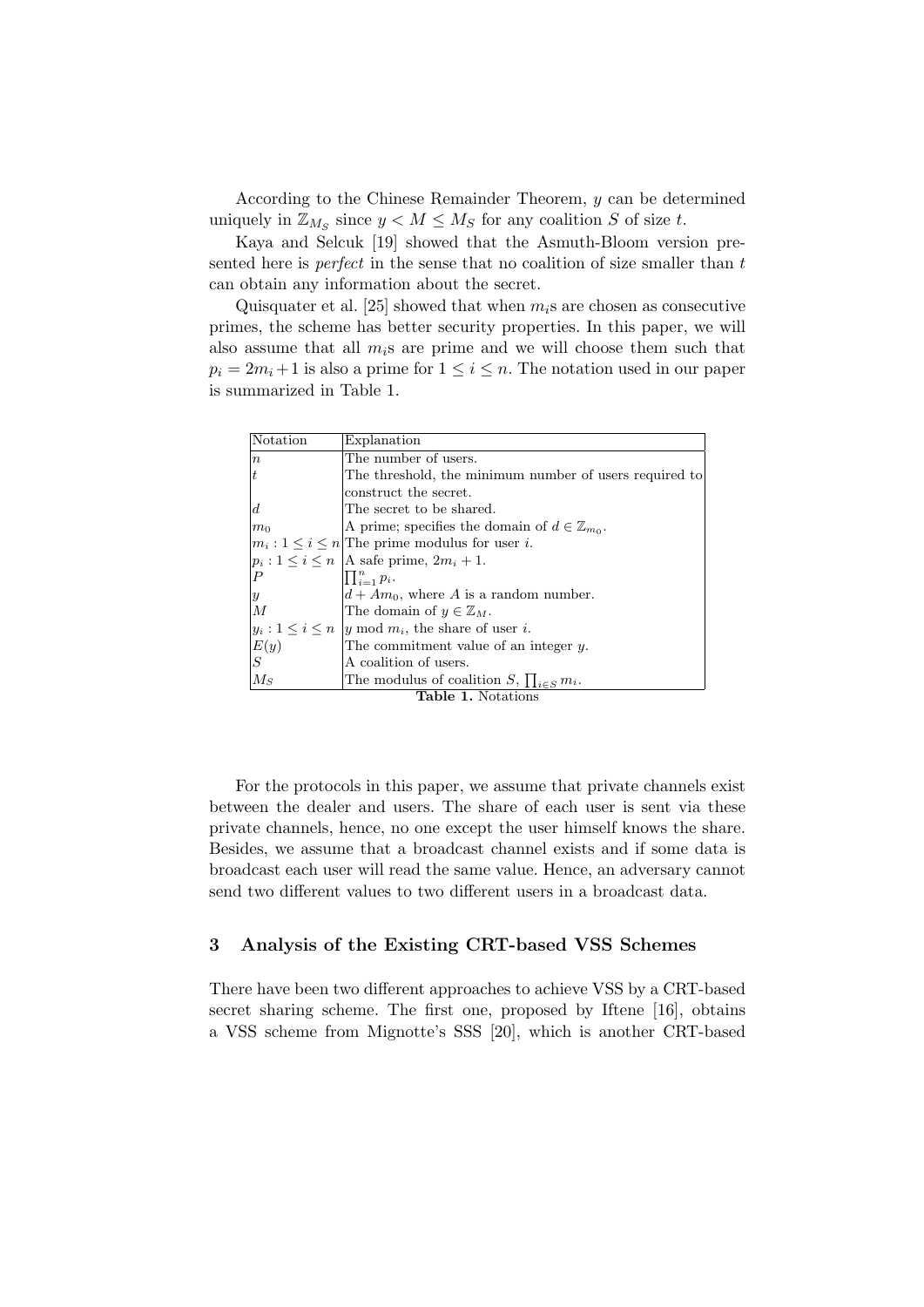According to the Chinese Remainder Theorem, $y$ can be determined uniquely in $\mathbb{Z}_{M_S}$ since $y < M \leq M_S$ for any coalition $S$ of size $t$.

Kaya and Selcuk [19] showed that the Asmuth-Bloom version presented here is *perfect* in the sense that no coalition of size smaller than $t$ can obtain any information about the secret.

Quisquater et al. [25] showed that when $m_i$s are chosen as consecutive primes, the scheme has better security properties. In this paper, we will also assume that all $m_i$s are prime and we will choose them such that $p_i = 2m_i + 1$ is also a prime for $1 \leq i \leq n$. The notation used in our paper is summarized in Table 1.

| Notation | Explanation |
|---|---|
| $n$ | The number of users. |
| $t$ | The threshold, the minimum number of users required to construct the secret. |
| $d$ | The secret to be shared. |
| $m_0$ | A prime; specifies the domain of $d \in \mathbb{Z}_{m_0}$. |
| $m_i : 1 \leq i \leq n$ | The prime modulus for user $i$. |
| $p_i : 1 \leq i \leq n$ | A safe prime, $2m_i + 1$. |
| $P$ | $\prod_{i=1}^{n} p_i$. |
| $y$ | $d + Am_0$, where $A$ is a random number. |
| $M$ | The domain of $y \in \mathbb{Z}_M$. |
| $y_i : 1 \leq i \leq n$ | $y \bmod m_i$, the share of user $i$. |
| $E(y)$ | The commitment value of an integer $y$. |
| $S$ | A coalition of users. |
| $M_S$ | The modulus of coalition $S$, $\prod_{i \in S} m_i$. |

**Table 1.** Notations

For the protocols in this paper, we assume that private channels exist between the dealer and users. The share of each user is sent via these private channels, hence, no one except the user himself knows the share. Besides, we assume that a broadcast channel exists and if some data is broadcast each user will read the same value. Hence, an adversary cannot send two different values to two different users in a broadcast data.

## 3 Analysis of the Existing CRT-based VSS Schemes

There have been two different approaches to achieve VSS by a CRT-based secret sharing scheme. The first one, proposed by Iftene [16], obtains a VSS scheme from Mignotte's SSS [20], which is another CRT-based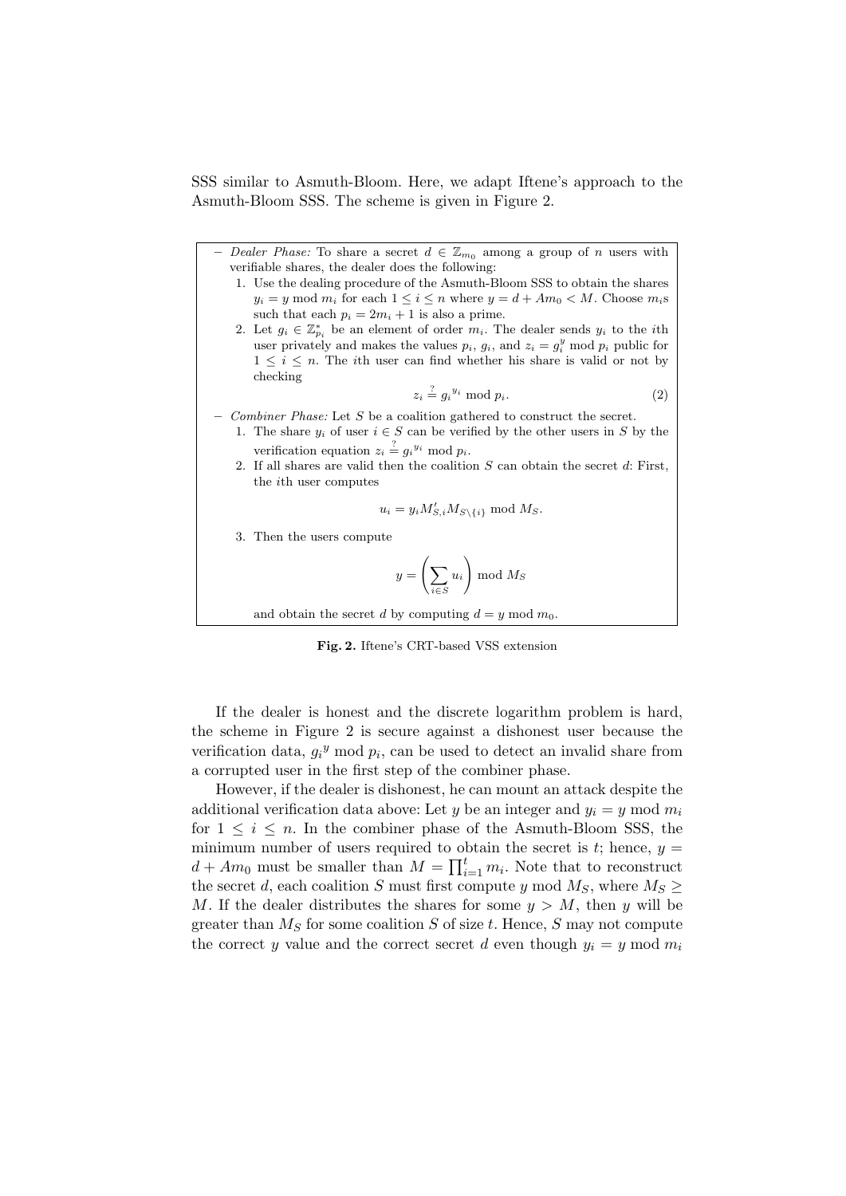SSS similar to Asmuth-Bloom. Here, we adapt Iftene's approach to the Asmuth-Bloom SSS. The scheme is given in Figure 2.

- *Dealer Phase:* To share a secret $d \in \mathbb{Z}_{m_0}$ among a group of $n$ users with verifiable shares, the dealer does the following:
  1. Use the dealing procedure of the Asmuth-Bloom SSS to obtain the shares $y_i = y \bmod m_i$ for each $1 \leq i \leq n$ where $y = d + Am_0 < M$. Choose $m_i$s such that each $p_i = 2m_i + 1$ is also a prime.
  2. Let $g_i \in \mathbb{Z}_{p_i}^*$ be an element of order $m_i$. The dealer sends $y_i$ to the $i$th user privately and makes the values $p_i$, $g_i$, and $z_i = g_i^y \bmod p_i$ public for $1 \leq i \leq n$. The $i$th user can find whether his share is valid or not by checking
  $$z_i \stackrel{?}{=} {g_i}^{y_i} \bmod p_i. \tag{2}$$
- *Combiner Phase:* Let $S$ be a coalition gathered to construct the secret.
  1. The share $y_i$ of user $i \in S$ can be verified by the other users in $S$ by the verification equation $z_i \stackrel{?}{=} {g_i}^{y_i} \bmod p_i$.
  2. If all shares are valid then the coalition $S$ can obtain the secret $d$: First, the $i$th user computes
  $$u_i = y_i M'_{S,i} M_{S \setminus \{i\}} \bmod M_S.$$
  3. Then the users compute
  $$y = \left( \sum_{i \in S} u_i \right) \bmod M_S$$
  and obtain the secret $d$ by computing $d = y \bmod m_0$.

**Fig. 2.** Iftene's CRT-based VSS extension

If the dealer is honest and the discrete logarithm problem is hard, the scheme in Figure 2 is secure against a dishonest user because the verification data, ${g_i}^y \bmod p_i$, can be used to detect an invalid share from a corrupted user in the first step of the combiner phase.

However, if the dealer is dishonest, he can mount an attack despite the additional verification data above: Let $y$ be an integer and $y_i = y \bmod m_i$ for $1 \leq i \leq n$. In the combiner phase of the Asmuth-Bloom SSS, the minimum number of users required to obtain the secret is $t$; hence, $y = d + Am_0$ must be smaller than $M = \prod_{i=1}^{t} m_i$. Note that to reconstruct the secret $d$, each coalition $S$ must first compute $y \bmod M_S$, where $M_S \geq M$. If the dealer distributes the shares for some $y > M$, then $y$ will be greater than $M_S$ for some coalition $S$ of size $t$. Hence, $S$ may not compute the correct $y$ value and the correct secret $d$ even though $y_i = y \bmod m_i$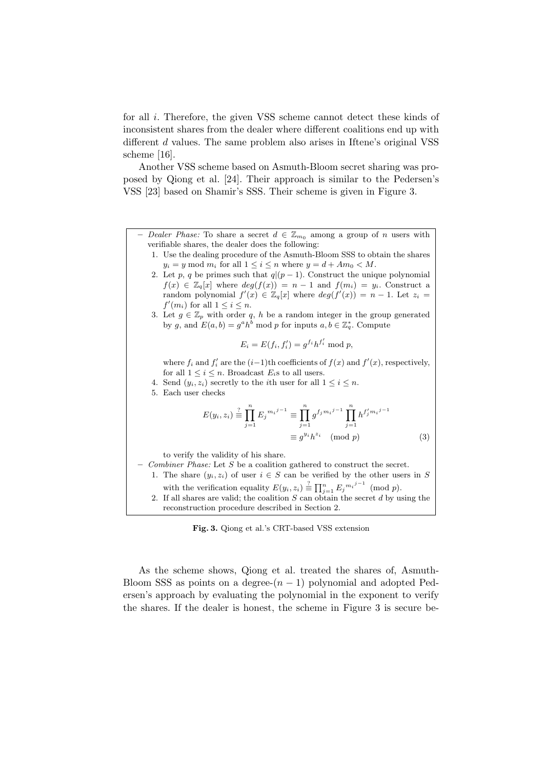for all $i$. Therefore, the given VSS scheme cannot detect these kinds of inconsistent shares from the dealer where different coalitions end up with different $d$ values. The same problem also arises in Iftene's original VSS scheme [16].

Another VSS scheme based on Asmuth-Bloom secret sharing was proposed by Qiong et al. [24]. Their approach is similar to the Pedersen's VSS [23] based on Shamir's SSS. Their scheme is given in Figure 3.

- *Dealer Phase:* To share a secret $d \in \mathbb{Z}_{m_0}$ among a group of $n$ users with verifiable shares, the dealer does the following:
  1. Use the dealing procedure of the Asmuth-Bloom SSS to obtain the shares $y_i = y \bmod m_i$ for all $1 \leq i \leq n$ where $y = d + Am_0 < M$.
  2. Let $p$, $q$ be primes such that $q|(p-1)$. Construct the unique polynomial $f(x) \in \mathbb{Z}_q[x]$ where $deg(f(x)) = n-1$ and $f(m_i) = y_i$. Construct a random polynomial $f'(x) \in \mathbb{Z}_q[x]$ where $deg(f'(x)) = n-1$. Let $z_i = f'(m_i)$ for all $1 \leq i \leq n$.
  3. Let $g \in \mathbb{Z}_p$ with order $q$, $h$ be a random integer in the group generated by $g$, and $E(a,b) = g^a h^b \bmod p$ for inputs $a, b \in \mathbb{Z}_q^*$. Compute
  $$E_i = E(f_i, f'_i) = g^{f_i} h^{f'_i} \bmod p,$$
  where $f_i$ and $f'_i$ are the $(i-1)$th coefficients of $f(x)$ and $f'(x)$, respectively, for all $1 \leq i \leq n$. Broadcast $E_i$s to all users.
  4. Send $(y_i, z_i)$ secretly to the $i$th user for all $1 \leq i \leq n$.
  5. Each user checks
  $$E(y_i, z_i) \stackrel{?}{\equiv} \prod_{j=1}^{n} E_j^{m_i^{j-1}} \equiv \prod_{j=1}^{n} g^{f_j m_i^{j-1}} \prod_{j=1}^{n} h^{f'_j m_i^{j-1}} \equiv g^{y_i} h^{z_i} \pmod{p} \tag{3}$$
  to verify the validity of his share.
- *Combiner Phase:* Let $S$ be a coalition gathered to construct the secret.
  1. The share $(y_i, z_i)$ of user $i \in S$ can be verified by the other users in $S$ with the verification equality $E(y_i, z_i) \stackrel{?}{\equiv} \prod_{j=1}^{n} E_j^{m_i^{j-1}} \pmod{p}$.
  2. If all shares are valid; the coalition $S$ can obtain the secret $d$ by using the reconstruction procedure described in Section 2.

**Fig. 3.** Qiong et al.'s CRT-based VSS extension

As the scheme shows, Qiong et al. treated the shares of, Asmuth-Bloom SSS as points on a degree-$(n-1)$ polynomial and adopted Pedersen's approach by evaluating the polynomial in the exponent to verify the shares. If the dealer is honest, the scheme in Figure 3 is secure be-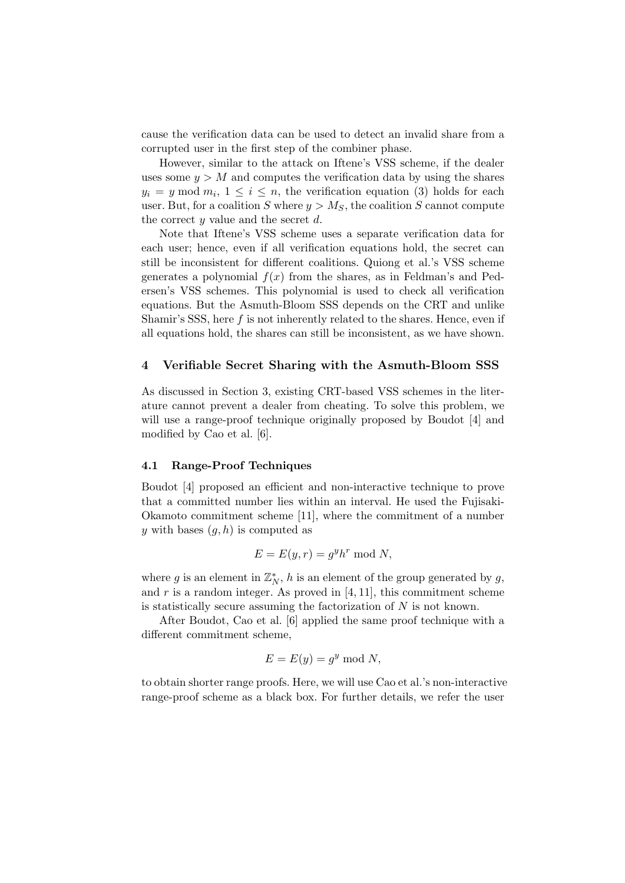cause the verification data can be used to detect an invalid share from a corrupted user in the first step of the combiner phase.

However, similar to the attack on Iftene's VSS scheme, if the dealer uses some $y > M$ and computes the verification data by using the shares $y_i = y \bmod m_i$, $1 \leq i \leq n$, the verification equation (3) holds for each user. But, for a coalition $S$ where $y > M_S$, the coalition $S$ cannot compute the correct $y$ value and the secret $d$.

Note that Iftene's VSS scheme uses a separate verification data for each user; hence, even if all verification equations hold, the secret can still be inconsistent for different coalitions. Quiong et al.'s VSS scheme generates a polynomial $f(x)$ from the shares, as in Feldman's and Pedersen's VSS schemes. This polynomial is used to check all verification equations. But the Asmuth-Bloom SSS depends on the CRT and unlike Shamir's SSS, here $f$ is not inherently related to the shares. Hence, even if all equations hold, the shares can still be inconsistent, as we have shown.

## 4 Verifiable Secret Sharing with the Asmuth-Bloom SSS

As discussed in Section 3, existing CRT-based VSS schemes in the literature cannot prevent a dealer from cheating. To solve this problem, we will use a range-proof technique originally proposed by Boudot [4] and modified by Cao et al. [6].

### 4.1 Range-Proof Techniques

Boudot [4] proposed an efficient and non-interactive technique to prove that a committed number lies within an interval. He used the Fujisaki-Okamoto commitment scheme [11], where the commitment of a number $y$ with bases $(g, h)$ is computed as

$$E = E(y, r) = g^y h^r \bmod N,$$

where $g$ is an element in $\mathbb{Z}_N^*$, $h$ is an element of the group generated by $g$, and $r$ is a random integer. As proved in [4, 11], this commitment scheme is statistically secure assuming the factorization of $N$ is not known.

After Boudot, Cao et al. [6] applied the same proof technique with a different commitment scheme,

$$E = E(y) = g^y \bmod N,$$

to obtain shorter range proofs. Here, we will use Cao et al.'s non-interactive range-proof scheme as a black box. For further details, we refer the user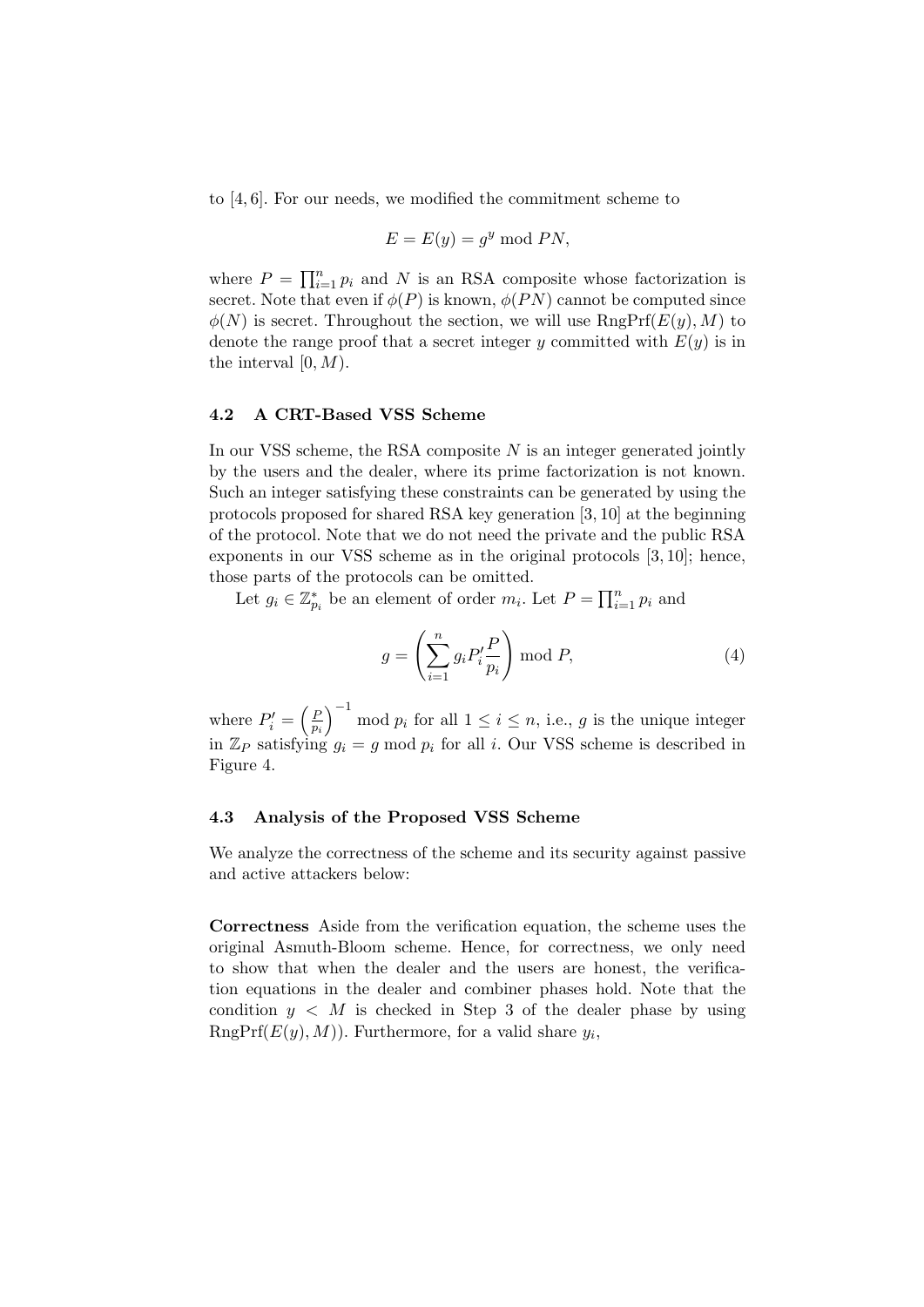to [4, 6]. For our needs, we modified the commitment scheme to

$$E = E(y) = g^y \bmod PN,$$

where $P = \prod_{i=1}^{n} p_i$ and $N$ is an RSA composite whose factorization is secret. Note that even if $\phi(P)$ is known, $\phi(PN)$ cannot be computed since $\phi(N)$ is secret. Throughout the section, we will use $\mathrm{RngPrf}(E(y), M)$ to denote the range proof that a secret integer $y$ committed with $E(y)$ is in the interval $[0, M)$.

### 4.2 A CRT-Based VSS Scheme

In our VSS scheme, the RSA composite $N$ is an integer generated jointly by the users and the dealer, where its prime factorization is not known. Such an integer satisfying these constraints can be generated by using the protocols proposed for shared RSA key generation [3, 10] at the beginning of the protocol. Note that we do not need the private and the public RSA exponents in our VSS scheme as in the original protocols [3, 10]; hence, those parts of the protocols can be omitted.

Let $g_i \in \mathbb{Z}_{p_i}^*$ be an element of order $m_i$. Let $P = \prod_{i=1}^{n} p_i$ and

$$g = \left( \sum_{i=1}^{n} g_i P_i' \frac{P}{p_i} \right) \bmod P, \tag{4}$$

where $P_i' = \left(\frac{P}{p_i}\right)^{-1} \bmod p_i$ for all $1 \le i \le n$, i.e., $g$ is the unique integer in $\mathbb{Z}_P$ satisfying $g_i = g \bmod p_i$ for all $i$. Our VSS scheme is described in Figure 4.

### 4.3 Analysis of the Proposed VSS Scheme

We analyze the correctness of the scheme and its security against passive and active attackers below:

**Correctness** Aside from the verification equation, the scheme uses the original Asmuth-Bloom scheme. Hence, for correctness, we only need to show that when the dealer and the users are honest, the verification equations in the dealer and combiner phases hold. Note that the condition $y < M$ is checked in Step 3 of the dealer phase by using $\mathrm{RngPrf}(E(y), M)$). Furthermore, for a valid share $y_i$,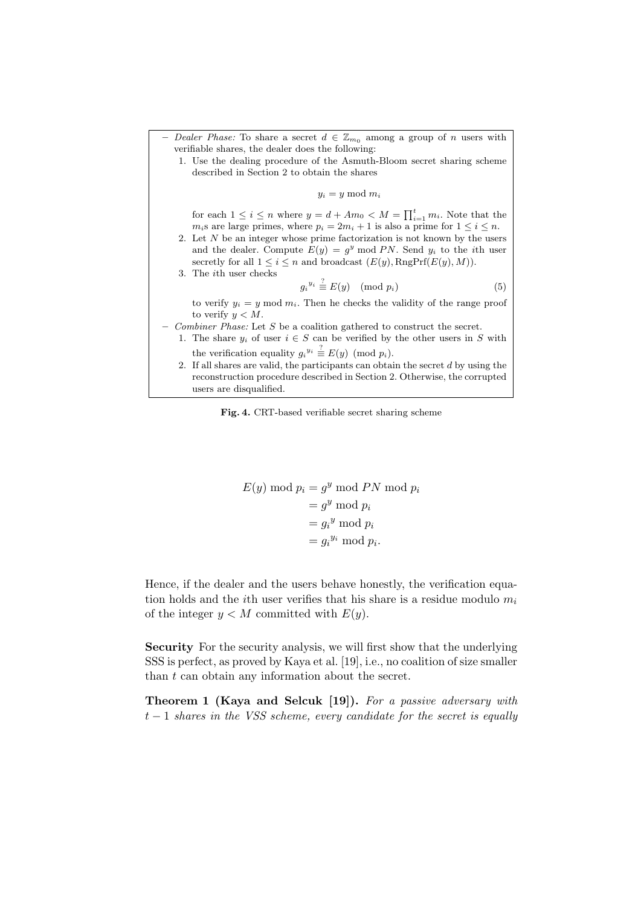- *Dealer Phase:* To share a secret $d \in \mathbb{Z}_{m_0}$ among a group of $n$ users with verifiable shares, the dealer does the following:
  1. Use the dealing procedure of the Asmuth-Bloom secret sharing scheme described in Section 2 to obtain the shares
     $$y_i = y \bmod m_i$$
     for each $1 \le i \le n$ where $y = d + Am_0 < M = \prod_{i=1}^{t} m_i$. Note that the $m_i$s are large primes, where $p_i = 2m_i + 1$ is also a prime for $1 \le i \le n$.
  2. Let $N$ be an integer whose prime factorization is not known by the users and the dealer. Compute $E(y) = g^y \bmod PN$. Send $y_i$ to the $i$th user secretly for all $1 \le i \le n$ and broadcast $(E(y), \mathrm{RngPrf}(E(y), M))$.
  3. The $i$th user checks
     $$g_i^{\,y_i} \stackrel{?}{\equiv} E(y) \pmod{p_i} \tag{5}$$
     to verify $y_i = y \bmod m_i$. Then he checks the validity of the range proof to verify $y < M$.
- *Combiner Phase:* Let $S$ be a coalition gathered to construct the secret.
  1. The share $y_i$ of user $i \in S$ can be verified by the other users in $S$ with the verification equality $g_i^{\,y_i} \stackrel{?}{\equiv} E(y) \pmod{p_i}$.
  2. If all shares are valid, the participants can obtain the secret $d$ by using the reconstruction procedure described in Section 2. Otherwise, the corrupted users are disqualified.

**Fig. 4.** CRT-based verifiable secret sharing scheme

$$\begin{aligned}
E(y) \bmod p_i &= g^y \bmod PN \bmod p_i \\
&= g^y \bmod p_i \\
&= g_i^{\,y} \bmod p_i \\
&= g_i^{\,y_i} \bmod p_i.
\end{aligned}$$

Hence, if the dealer and the users behave honestly, the verification equation holds and the $i$th user verifies that his share is a residue modulo $m_i$ of the integer $y < M$ committed with $E(y)$.

**Security** For the security analysis, we will first show that the underlying SSS is perfect, as proved by Kaya et al. [19], i.e., no coalition of size smaller than $t$ can obtain any information about the secret.

**Theorem 1 (Kaya and Selcuk [19]).** *For a passive adversary with $t-1$ shares in the VSS scheme, every candidate for the secret is equally*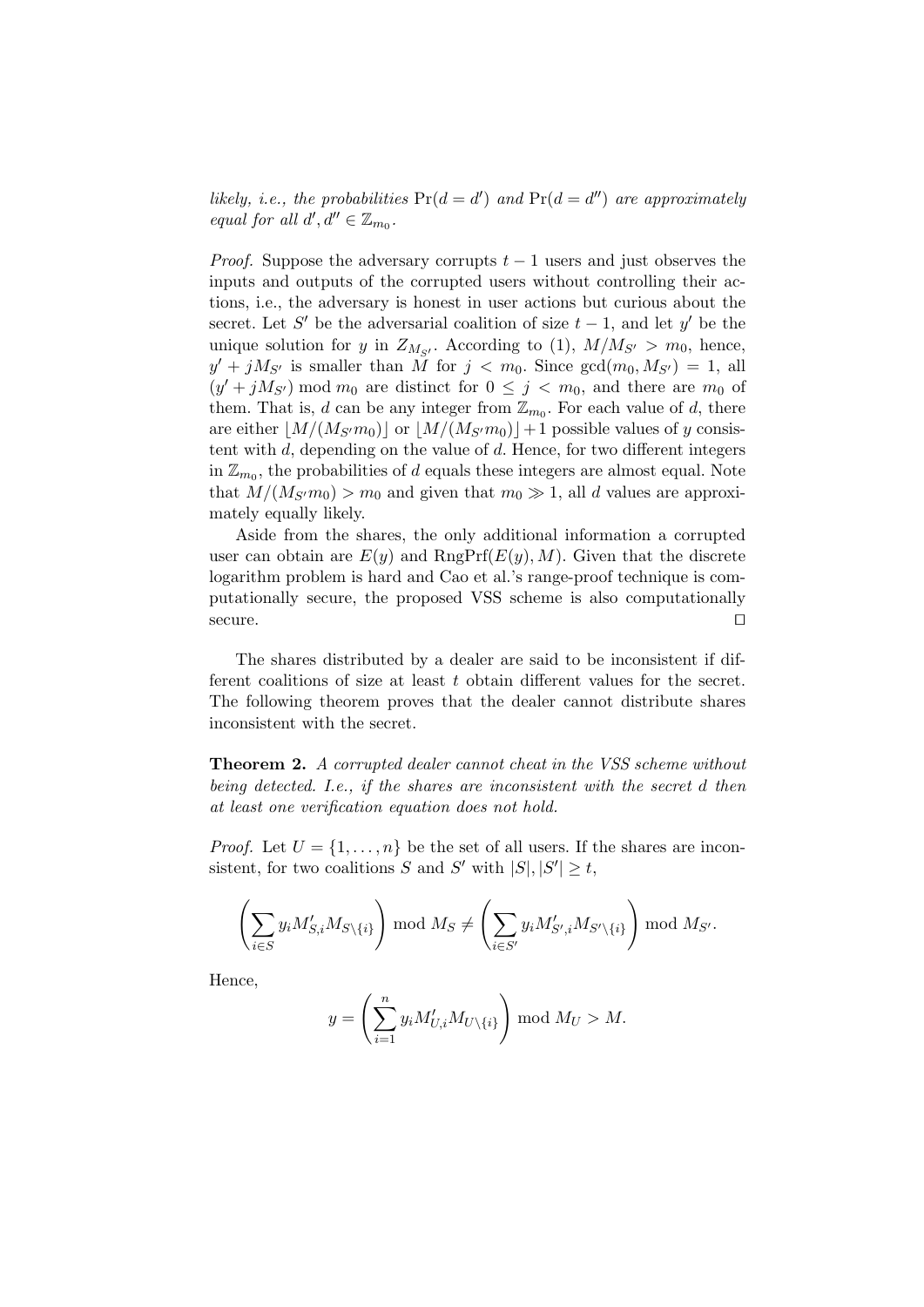*likely, i.e., the probabilities* $\Pr(d = d')$ *and* $\Pr(d = d'')$ *are approximately equal for all* $d', d'' \in \mathbb{Z}_{m_0}$.

*Proof.* Suppose the adversary corrupts $t-1$ users and just observes the inputs and outputs of the corrupted users without controlling their actions, i.e., the adversary is honest in user actions but curious about the secret. Let $S'$ be the adversarial coalition of size $t-1$, and let $y'$ be the unique solution for $y$ in $Z_{M_{S'}}$. According to (1), $M/M_{S'} > m_0$, hence, $y' + jM_{S'}$ is smaller than $M$ for $j < m_0$. Since $\gcd(m_0, M_{S'}) = 1$, all $(y' + jM_{S'}) \bmod m_0$ are distinct for $0 \leq j < m_0$, and there are $m_0$ of them. That is, $d$ can be any integer from $\mathbb{Z}_{m_0}$. For each value of $d$, there are either $\lfloor M/(M_{S'}m_0) \rfloor$ or $\lfloor M/(M_{S'}m_0) \rfloor + 1$ possible values of $y$ consistent with $d$, depending on the value of $d$. Hence, for two different integers in $\mathbb{Z}_{m_0}$, the probabilities of $d$ equals these integers are almost equal. Note that $M/(M_{S'}m_0) > m_0$ and given that $m_0 \gg 1$, all $d$ values are approximately equally likely.

Aside from the shares, the only additional information a corrupted user can obtain are $E(y)$ and $\text{RngPrf}(E(y), M)$. Given that the discrete logarithm problem is hard and Cao et al.'s range-proof technique is computationally secure, the proposed VSS scheme is also computationally secure. □

The shares distributed by a dealer are said to be inconsistent if different coalitions of size at least $t$ obtain different values for the secret. The following theorem proves that the dealer cannot distribute shares inconsistent with the secret.

**Theorem 2.** *A corrupted dealer cannot cheat in the VSS scheme without being detected. I.e., if the shares are inconsistent with the secret* $d$ *then at least one verification equation does not hold.*

*Proof.* Let $U = \{1, \ldots, n\}$ be the set of all users. If the shares are inconsistent, for two coalitions $S$ and $S'$ with $|S|, |S'| \geq t$,

$$\left( \sum_{i \in S} y_i M'_{S,i} M_{S \setminus \{i\}} \right) \bmod M_S \neq \left( \sum_{i \in S'} y_i M'_{S',i} M_{S' \setminus \{i\}} \right) \bmod M_{S'}.$$

Hence,

$$y = \left( \sum_{i=1}^{n} y_i M'_{U,i} M_{U \setminus \{i\}} \right) \bmod M_U > M.$$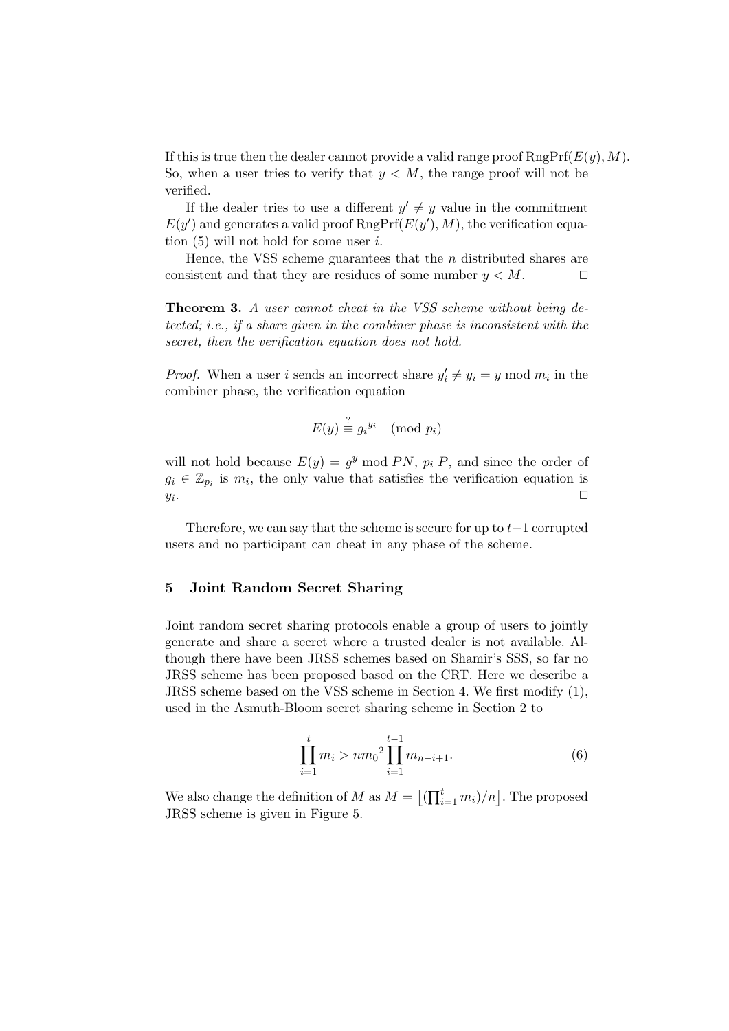If this is true then the dealer cannot provide a valid range proof $\mathrm{RngPrf}(E(y), M)$. So, when a user tries to verify that $y < M$, the range proof will not be verified.

If the dealer tries to use a different $y' \neq y$ value in the commitment $E(y')$ and generates a valid proof $\mathrm{RngPrf}(E(y'), M)$, the verification equation (5) will not hold for some user $i$.

Hence, the VSS scheme guarantees that the $n$ distributed shares are consistent and that they are residues of some number $y < M$. ◻

**Theorem 3.** *A user cannot cheat in the VSS scheme without being detected; i.e., if a share given in the combiner phase is inconsistent with the secret, then the verification equation does not hold.*

*Proof.* When a user $i$ sends an incorrect share $y_i' \neq y_i = y \bmod m_i$ in the combiner phase, the verification equation

$$E(y) \stackrel{?}{\equiv} {g_i}^{y_i} \pmod{p_i}$$

will not hold because $E(y) = g^y \bmod PN$, $p_i | P$, and since the order of $g_i \in \mathbb{Z}_{p_i}$ is $m_i$, the only value that satisfies the verification equation is $y_i$. ◻

Therefore, we can say that the scheme is secure for up to $t-1$ corrupted users and no participant can cheat in any phase of the scheme.

## 5 Joint Random Secret Sharing

Joint random secret sharing protocols enable a group of users to jointly generate and share a secret where a trusted dealer is not available. Although there have been JRSS schemes based on Shamir's SSS, so far no JRSS scheme has been proposed based on the CRT. Here we describe a JRSS scheme based on the VSS scheme in Section 4. We first modify (1), used in the Asmuth-Bloom secret sharing scheme in Section 2 to

$$\prod_{i=1}^{t} m_i > n{m_0}^2 \prod_{i=1}^{t-1} m_{n-i+1}. \tag{6}$$

We also change the definition of $M$ as $M = \left\lfloor (\prod_{i=1}^{t} m_i)/n \right\rfloor$. The proposed JRSS scheme is given in Figure 5.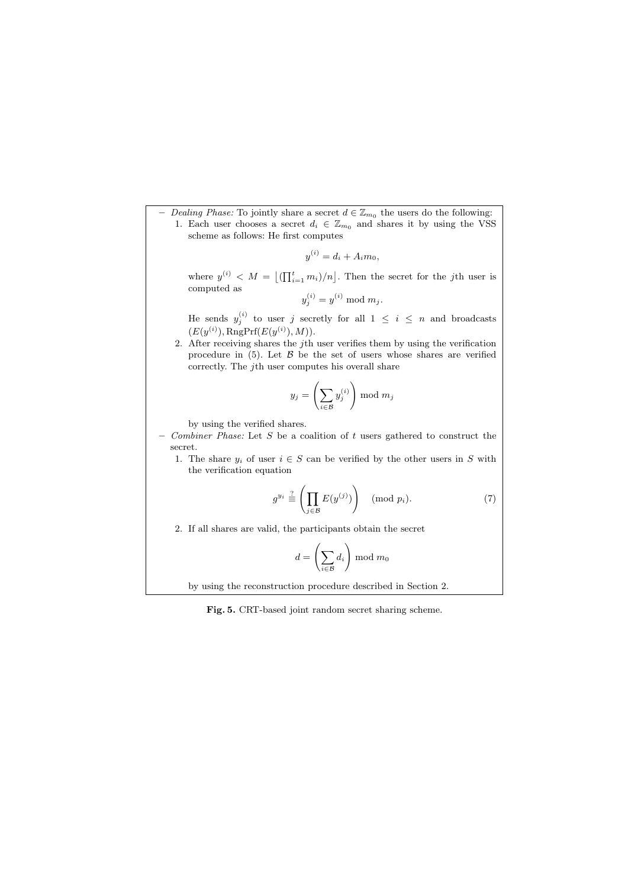- *Dealing Phase:* To jointly share a secret $d \in \mathbb{Z}_{m_0}$ the users do the following:
  1. Each user chooses a secret $d_i \in \mathbb{Z}_{m_0}$ and shares it by using the VSS scheme as follows: He first computes

  $$y^{(i)} = d_i + A_i m_0,$$

  where $y^{(i)} < M = \lfloor (\prod_{i=1}^{t} m_i)/n \rfloor$. Then the secret for the $j$th user is computed as

  $$y_j^{(i)} = y^{(i)} \bmod m_j.$$

  He sends $y_j^{(i)}$ to user $j$ secretly for all $1 \leq i \leq n$ and broadcasts $(E(y^{(i)}), \mathrm{RngPrf}(E(y^{(i)}), M))$.
  2. After receiving shares the $j$th user verifies them by using the verification procedure in (5). Let $\mathcal{B}$ be the set of users whose shares are verified correctly. The $j$th user computes his overall share

  $$y_j = \left( \sum_{i \in \mathcal{B}} y_j^{(i)} \right) \bmod m_j$$

  by using the verified shares.
- *Combiner Phase:* Let $S$ be a coalition of $t$ users gathered to construct the secret.
  1. The share $y_i$ of user $i \in S$ can be verified by the other users in $S$ with the verification equation

  $$g^{y_i} \stackrel{?}{\equiv} \left( \prod_{j \in \mathcal{B}} E(y^{(j)}) \right) \pmod{p_i}. \tag{7}$$

  2. If all shares are valid, the participants obtain the secret

  $$d = \left( \sum_{i \in \mathcal{B}} d_i \right) \bmod m_0$$

  by using the reconstruction procedure described in Section 2.

**Fig. 5.** CRT-based joint random secret sharing scheme.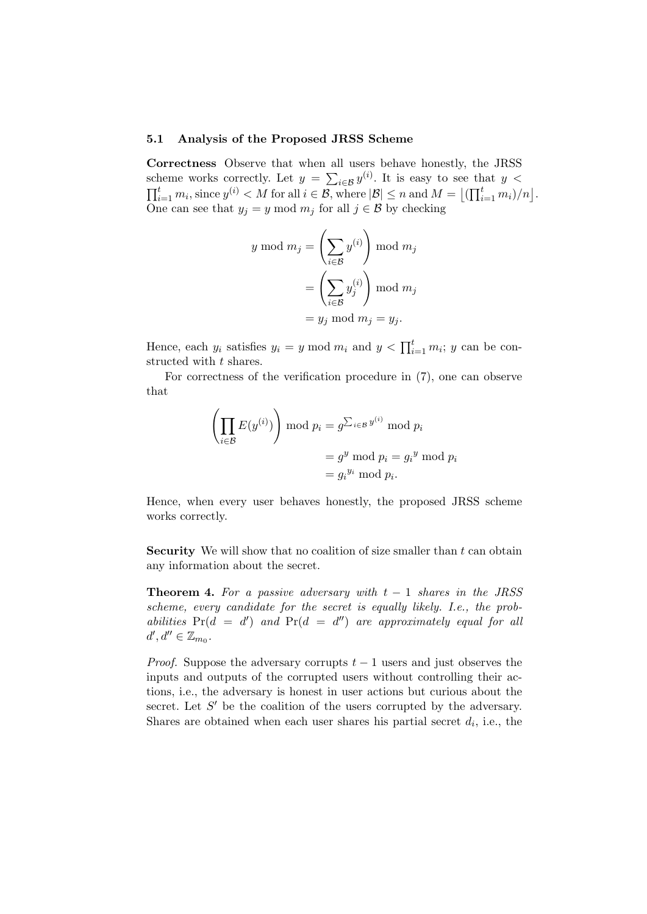### 5.1 Analysis of the Proposed JRSS Scheme

**Correctness** Observe that when all users behave honestly, the JRSS scheme works correctly. Let $y = \sum_{i \in \mathcal{B}} y^{(i)}$. It is easy to see that $y < \prod_{i=1}^{t} m_i$, since $y^{(i)} < M$ for all $i \in \mathcal{B}$, where $|\mathcal{B}| \leq n$ and $M = \lfloor (\prod_{i=1}^{t} m_i)/n \rfloor$. One can see that $y_j = y \bmod m_j$ for all $j \in \mathcal{B}$ by checking

$$
\begin{aligned}
y \bmod m_j &= \left( \sum_{i \in \mathcal{B}} y^{(i)} \right) \bmod m_j \\
&= \left( \sum_{i \in \mathcal{B}} y_j^{(i)} \right) \bmod m_j \\
&= y_j \bmod m_j = y_j.
\end{aligned}
$$

Hence, each $y_i$ satisfies $y_i = y \bmod m_i$ and $y < \prod_{i=1}^{t} m_i$; $y$ can be constructed with $t$ shares.

For correctness of the verification procedure in (7), one can observe that

$$
\begin{aligned}
\left( \prod_{i \in \mathcal{B}} E(y^{(i)}) \right) \bmod p_i &= g^{\sum_{i \in \mathcal{B}} y^{(i)}} \bmod p_i \\
&= g^y \bmod p_i = {g_i}^y \bmod p_i \\
&= {g_i}^{y_i} \bmod p_i.
\end{aligned}
$$

Hence, when every user behaves honestly, the proposed JRSS scheme works correctly.

**Security** We will show that no coalition of size smaller than $t$ can obtain any information about the secret.

**Theorem 4.** *For a passive adversary with $t-1$ shares in the JRSS scheme, every candidate for the secret is equally likely. I.e., the probabilities $\Pr(d = d')$ and $\Pr(d = d'')$ are approximately equal for all $d', d'' \in \mathbb{Z}_{m_0}$.*

*Proof.* Suppose the adversary corrupts $t-1$ users and just observes the inputs and outputs of the corrupted users without controlling their actions, i.e., the adversary is honest in user actions but curious about the secret. Let $S'$ be the coalition of the users corrupted by the adversary. Shares are obtained when each user shares his partial secret $d_i$, i.e., the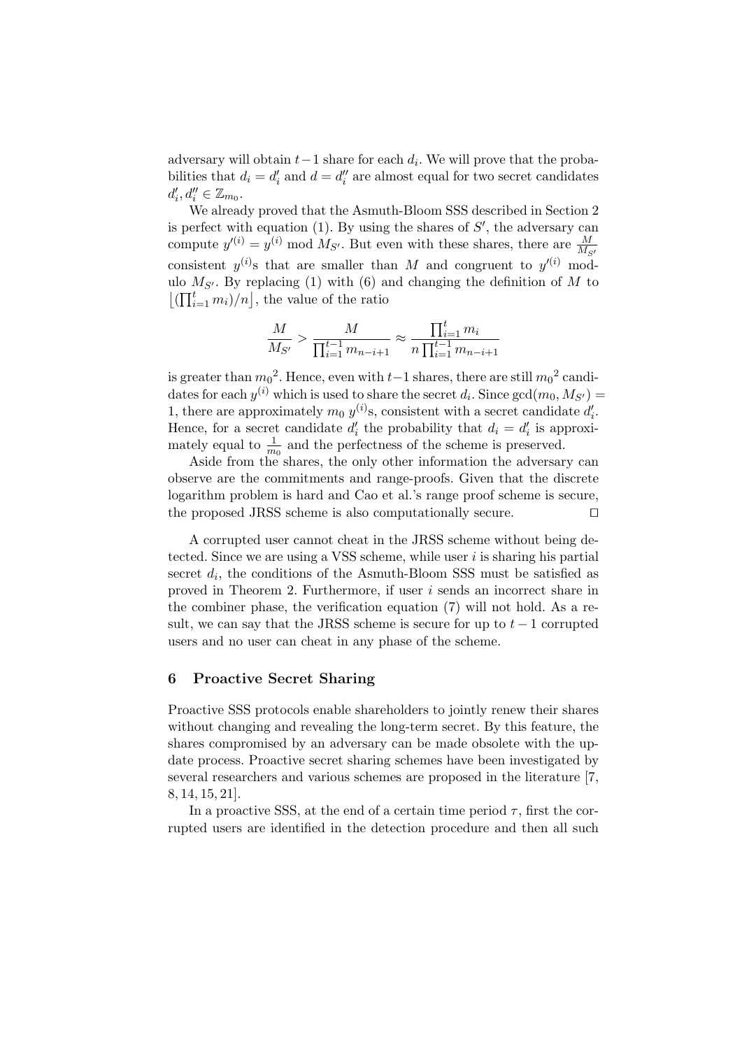adversary will obtain $t-1$ share for each $d_i$. We will prove that the probabilities that $d_i = d_i'$ and $d = d_i''$ are almost equal for two secret candidates $d_i', d_i'' \in \mathbb{Z}_{m_0}$.

We already proved that the Asmuth-Bloom SSS described in Section 2 is perfect with equation (1). By using the shares of $S'$, the adversary can compute $y'^{(i)} = y^{(i)} \bmod M_{S'}$. But even with these shares, there are $\frac{M}{M_{S'}}$ consistent $y^{(i)}$s that are smaller than $M$ and congruent to $y'^{(i)}$ modulo $M_{S'}$. By replacing (1) with (6) and changing the definition of $M$ to $\left\lfloor (\prod_{i=1}^{t} m_i)/n \right\rfloor$, the value of the ratio

$$\frac{M}{M_{S'}} > \frac{M}{\prod_{i=1}^{t-1} m_{n-i+1}} \approx \frac{\prod_{i=1}^{t} m_i}{n \prod_{i=1}^{t-1} m_{n-i+1}}$$

is greater than ${m_0}^2$. Hence, even with $t-1$ shares, there are still ${m_0}^2$ candidates for each $y^{(i)}$ which is used to share the secret $d_i$. Since $\gcd(m_0, M_{S'}) = 1$, there are approximately $m_0$ $y^{(i)}$s, consistent with a secret candidate $d_i'$. Hence, for a secret candidate $d_i'$ the probability that $d_i = d_i'$ is approximately equal to $\frac{1}{m_0}$ and the perfectness of the scheme is preserved.

Aside from the shares, the only other information the adversary can observe are the commitments and range-proofs. Given that the discrete logarithm problem is hard and Cao et al.'s range proof scheme is secure, the proposed JRSS scheme is also computationally secure. $\square$

A corrupted user cannot cheat in the JRSS scheme without being detected. Since we are using a VSS scheme, while user $i$ is sharing his partial secret $d_i$, the conditions of the Asmuth-Bloom SSS must be satisfied as proved in Theorem 2. Furthermore, if user $i$ sends an incorrect share in the combiner phase, the verification equation (7) will not hold. As a result, we can say that the JRSS scheme is secure for up to $t-1$ corrupted users and no user can cheat in any phase of the scheme.

## 6 Proactive Secret Sharing

Proactive SSS protocols enable shareholders to jointly renew their shares without changing and revealing the long-term secret. By this feature, the shares compromised by an adversary can be made obsolete with the update process. Proactive secret sharing schemes have been investigated by several researchers and various schemes are proposed in the literature [7, 8, 14, 15, 21].

In a proactive SSS, at the end of a certain time period $\tau$, first the corrupted users are identified in the detection procedure and then all such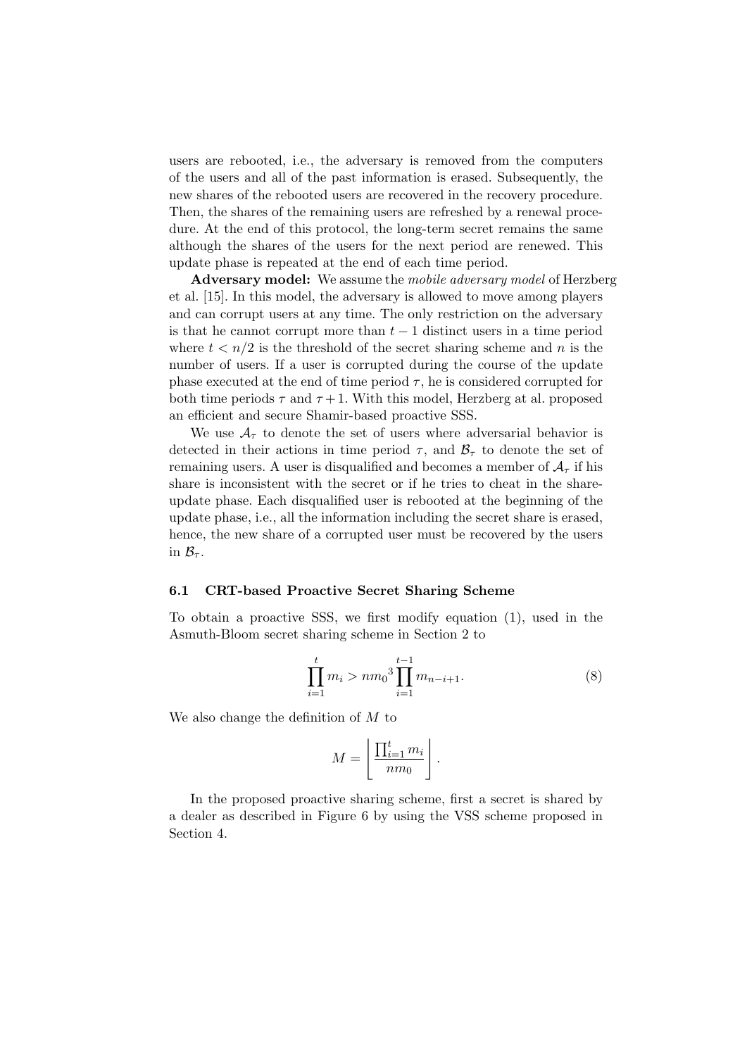users are rebooted, i.e., the adversary is removed from the computers of the users and all of the past information is erased. Subsequently, the new shares of the rebooted users are recovered in the recovery procedure. Then, the shares of the remaining users are refreshed by a renewal procedure. At the end of this protocol, the long-term secret remains the same although the shares of the users for the next period are renewed. This update phase is repeated at the end of each time period.

**Adversary model:** We assume the *mobile adversary model* of Herzberg et al. [15]. In this model, the adversary is allowed to move among players and can corrupt users at any time. The only restriction on the adversary is that he cannot corrupt more than $t-1$ distinct users in a time period where $t < n/2$ is the threshold of the secret sharing scheme and $n$ is the number of users. If a user is corrupted during the course of the update phase executed at the end of time period $\tau$, he is considered corrupted for both time periods $\tau$ and $\tau+1$. With this model, Herzberg at al. proposed an efficient and secure Shamir-based proactive SSS.

We use $\mathcal{A}_\tau$ to denote the set of users where adversarial behavior is detected in their actions in time period $\tau$, and $\mathcal{B}_\tau$ to denote the set of remaining users. A user is disqualified and becomes a member of $\mathcal{A}_\tau$ if his share is inconsistent with the secret or if he tries to cheat in the share-update phase. Each disqualified user is rebooted at the beginning of the update phase, i.e., all the information including the secret share is erased, hence, the new share of a corrupted user must be recovered by the users in $\mathcal{B}_\tau$.

### 6.1 CRT-based Proactive Secret Sharing Scheme

To obtain a proactive SSS, we first modify equation (1), used in the Asmuth-Bloom secret sharing scheme in Section 2 to

$$\prod_{i=1}^{t} m_i > n{m_0}^3 \prod_{i=1}^{t-1} m_{n-i+1}. \tag{8}$$

We also change the definition of $M$ to

$$M = \left\lfloor \frac{\prod_{i=1}^{t} m_i}{nm_0} \right\rfloor .$$

In the proposed proactive sharing scheme, first a secret is shared by a dealer as described in Figure 6 by using the VSS scheme proposed in Section 4.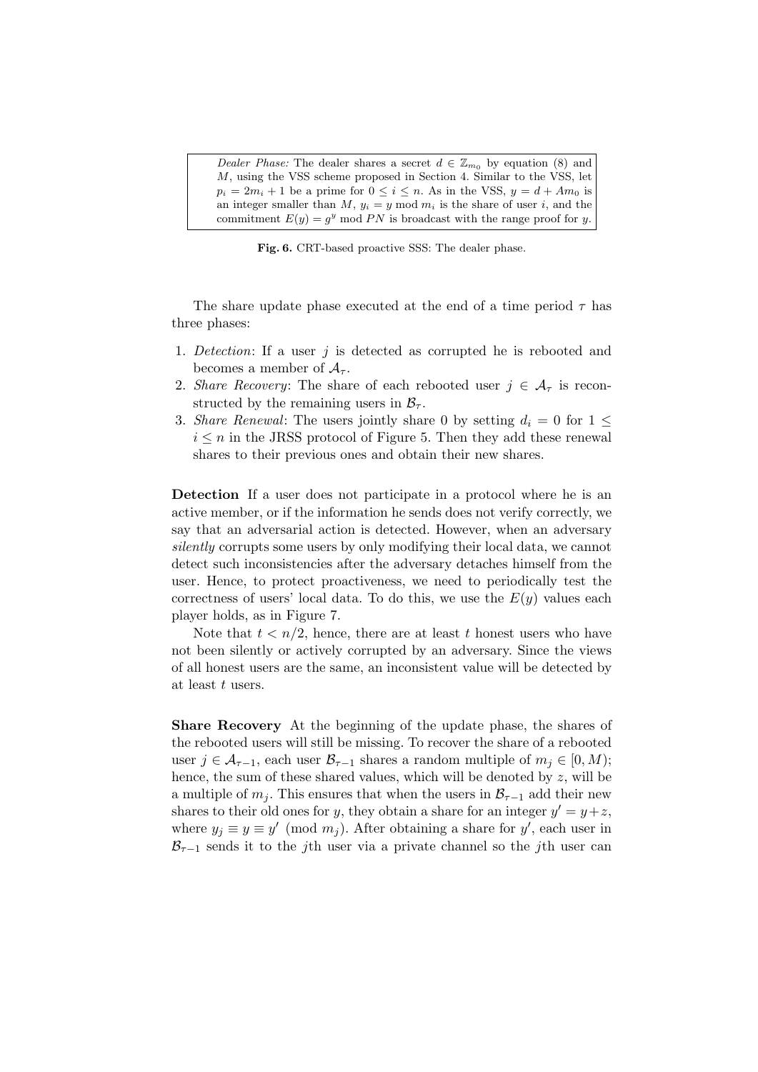> *Dealer Phase:* The dealer shares a secret $d \in \mathbb{Z}_{m_0}$ by equation (8) and $M$, using the VSS scheme proposed in Section 4. Similar to the VSS, let $p_i = 2m_i + 1$ be a prime for $0 \le i \le n$. As in the VSS, $y = d + Am_0$ is an integer smaller than $M$, $y_i = y \bmod m_i$ is the share of user $i$, and the commitment $E(y) = g^y \bmod PN$ is broadcast with the range proof for $y$.

**Fig. 6.** CRT-based proactive SSS: The dealer phase.

The share update phase executed at the end of a time period $\tau$ has three phases:

1. *Detection*: If a user $j$ is detected as corrupted he is rebooted and becomes a member of $\mathcal{A}_\tau$.
2. *Share Recovery*: The share of each rebooted user $j \in \mathcal{A}_\tau$ is reconstructed by the remaining users in $\mathcal{B}_\tau$.
3. *Share Renewal*: The users jointly share 0 by setting $d_i = 0$ for $1 \le i \le n$ in the JRSS protocol of Figure 5. Then they add these renewal shares to their previous ones and obtain their new shares.

**Detection** If a user does not participate in a protocol where he is an active member, or if the information he sends does not verify correctly, we say that an adversarial action is detected. However, when an adversary *silently* corrupts some users by only modifying their local data, we cannot detect such inconsistencies after the adversary detaches himself from the user. Hence, to protect proactiveness, we need to periodically test the correctness of users' local data. To do this, we use the $E(y)$ values each player holds, as in Figure 7.

Note that $t < n/2$, hence, there are at least $t$ honest users who have not been silently or actively corrupted by an adversary. Since the views of all honest users are the same, an inconsistent value will be detected by at least $t$ users.

**Share Recovery** At the beginning of the update phase, the shares of the rebooted users will still be missing. To recover the share of a rebooted user $j \in \mathcal{A}_{\tau-1}$, each user $\mathcal{B}_{\tau-1}$ shares a random multiple of $m_j \in [0, M)$; hence, the sum of these shared values, which will be denoted by $z$, will be a multiple of $m_j$. This ensures that when the users in $\mathcal{B}_{\tau-1}$ add their new shares to their old ones for $y$, they obtain a share for an integer $y' = y + z$, where $y_j \equiv y \equiv y' \pmod{m_j}$. After obtaining a share for $y'$, each user in $\mathcal{B}_{\tau-1}$ sends it to the $j$th user via a private channel so the $j$th user can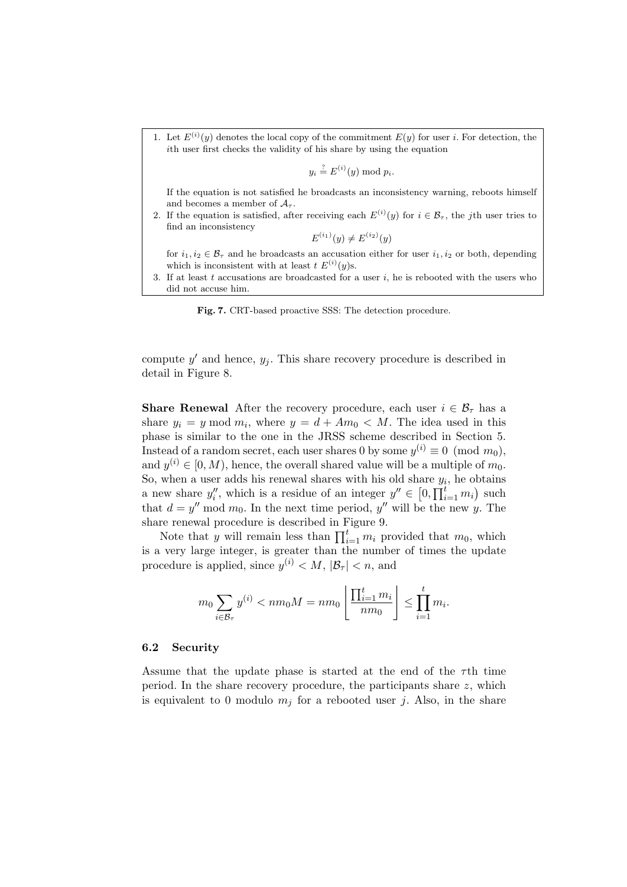1. Let $E^{(i)}(y)$ denotes the local copy of the commitment $E(y)$ for user $i$. For detection, the $i$th user first checks the validity of his share by using the equation

$$y_i \stackrel{?}{=} E^{(i)}(y) \bmod p_i.$$

If the equation is not satisfied he broadcasts an inconsistency warning, reboots himself and becomes a member of $\mathcal{A}_\tau$.
2. If the equation is satisfied, after receiving each $E^{(i)}(y)$ for $i \in \mathcal{B}_\tau$, the $j$th user tries to find an inconsistency

$$E^{(i_1)}(y) \neq E^{(i_2)}(y)$$

for $i_1, i_2 \in \mathcal{B}_\tau$ and he broadcasts an accusation either for user $i_1, i_2$ or both, depending which is inconsistent with at least $t$ $E^{(i)}(y)$s.
3. If at least $t$ accusations are broadcasted for a user $i$, he is rebooted with the users who did not accuse him.

**Fig. 7.** CRT-based proactive SSS: The detection procedure.

compute $y'$ and hence, $y_j$. This share recovery procedure is described in detail in Figure 8.

**Share Renewal** After the recovery procedure, each user $i \in \mathcal{B}_\tau$ has a share $y_i = y \bmod m_i$, where $y = d + Am_0 < M$. The idea used in this phase is similar to the one in the JRSS scheme described in Section 5. Instead of a random secret, each user shares 0 by some $y^{(i)} \equiv 0 \pmod{m_0}$, and $y^{(i)} \in [0, M)$, hence, the overall shared value will be a multiple of $m_0$. So, when a user adds his renewal shares with his old share $y_i$, he obtains a new share $y_i''$, which is a residue of an integer $y'' \in \left[0, \prod_{i=1}^{t} m_i\right)$ such that $d = y'' \bmod m_0$. In the next time period, $y''$ will be the new $y$. The share renewal procedure is described in Figure 9.

Note that $y$ will remain less than $\prod_{i=1}^{t} m_i$ provided that $m_0$, which is a very large integer, is greater than the number of times the update procedure is applied, since $y^{(i)} < M$, $|\mathcal{B}_\tau| < n$, and

$$m_0 \sum_{i \in \mathcal{B}_\tau} y^{(i)} < n m_0 M = n m_0 \left\lfloor \frac{\prod_{i=1}^{t} m_i}{n m_0} \right\rfloor \leq \prod_{i=1}^{t} m_i.$$

### 6.2 Security

Assume that the update phase is started at the end of the $\tau$th time period. In the share recovery procedure, the participants share $z$, which is equivalent to 0 modulo $m_j$ for a rebooted user $j$. Also, in the share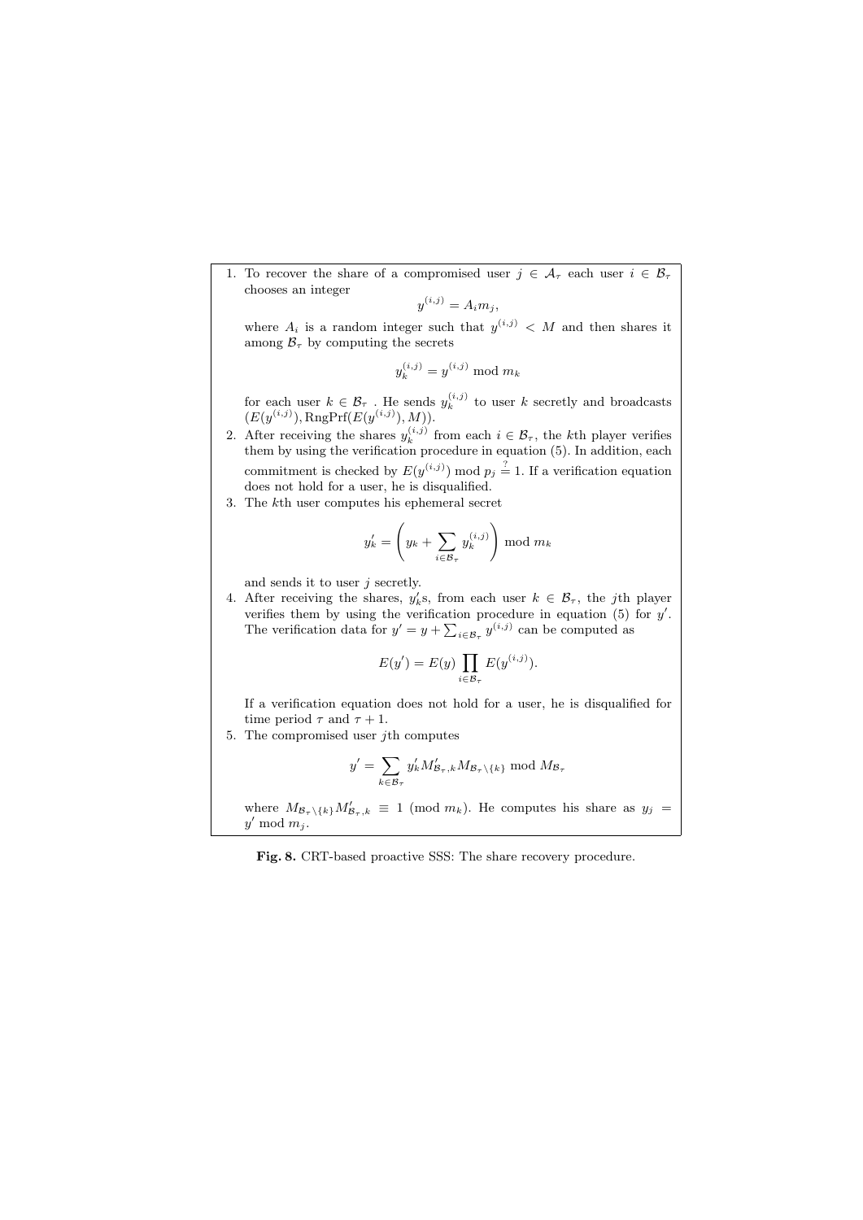1. To recover the share of a compromised user $j \in \mathcal{A}_\tau$ each user $i \in \mathcal{B}_\tau$ chooses an integer

$$y^{(i,j)} = A_i m_j,$$

where $A_i$ is a random integer such that $y^{(i,j)} < M$ and then shares it among $\mathcal{B}_\tau$ by computing the secrets

$$y_k^{(i,j)} = y^{(i,j)} \bmod m_k$$

for each user $k \in \mathcal{B}_\tau$ . He sends $y_k^{(i,j)}$ to user $k$ secretly and broadcasts $(E(y^{(i,j)}), \mathrm{RngPrf}(E(y^{(i,j)}), M))$.

2. After receiving the shares $y_k^{(i,j)}$ from each $i \in \mathcal{B}_\tau$, the $k$th player verifies them by using the verification procedure in equation (5). In addition, each commitment is checked by $E(y^{(i,j)}) \bmod p_j \stackrel{?}{=} 1$. If a verification equation does not hold for a user, he is disqualified.

3. The $k$th user computes his ephemeral secret

$$y_k' = \left( y_k + \sum_{i \in \mathcal{B}_\tau} y_k^{(i,j)} \right) \bmod m_k$$

and sends it to user $j$ secretly.

4. After receiving the shares, $y_k'$s, from each user $k \in \mathcal{B}_\tau$, the $j$th player verifies them by using the verification procedure in equation (5) for $y'$. The verification data for $y' = y + \sum_{i \in \mathcal{B}_\tau} y^{(i,j)}$ can be computed as

$$E(y') = E(y) \prod_{i \in \mathcal{B}_\tau} E(y^{(i,j)}).$$

If a verification equation does not hold for a user, he is disqualified for time period $\tau$ and $\tau + 1$.

5. The compromised user $j$th computes

$$y' = \sum_{k \in \mathcal{B}_\tau} y_k' M'_{\mathcal{B}_\tau,k} M_{\mathcal{B}_\tau \setminus \{k\}} \bmod M_{\mathcal{B}_\tau}$$

where $M_{\mathcal{B}_\tau \setminus \{k\}} M'_{\mathcal{B}_\tau,k} \equiv 1 \pmod{m_k}$. He computes his share as $y_j = y' \bmod m_j$.

**Fig. 8.** CRT-based proactive SSS: The share recovery procedure.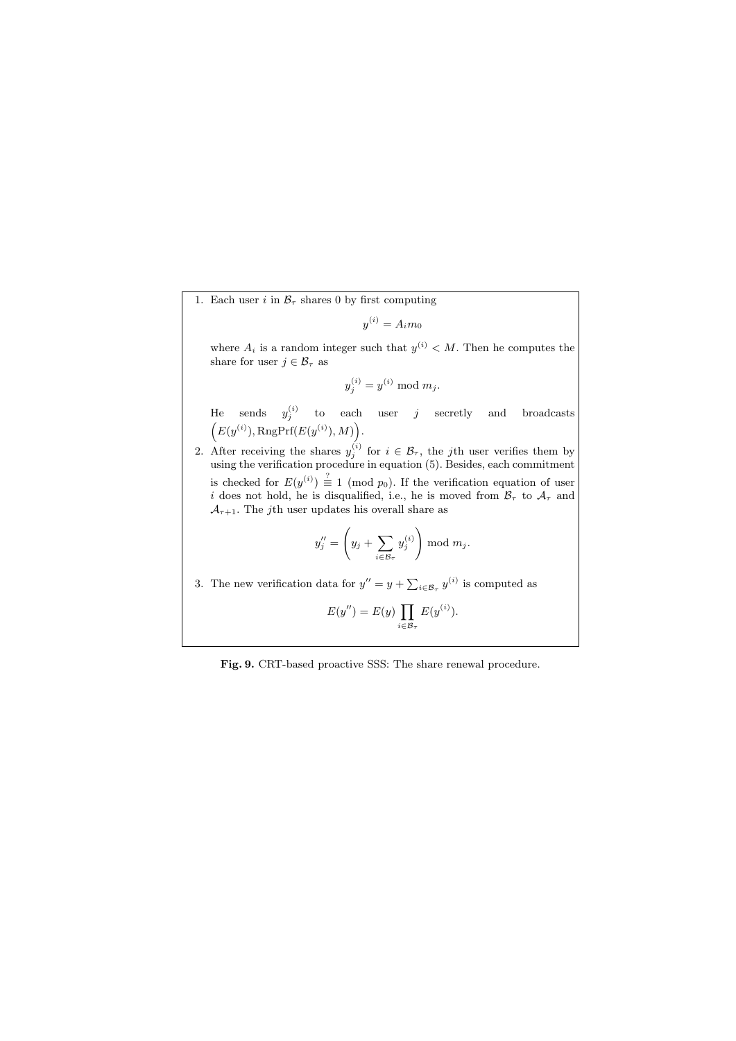1. Each user $i$ in $\mathcal{B}_\tau$ shares 0 by first computing

$$y^{(i)} = A_i m_0$$

where $A_i$ is a random integer such that $y^{(i)} < M$. Then he computes the share for user $j \in \mathcal{B}_\tau$ as

$$y_j^{(i)} = y^{(i)} \bmod m_j.$$

He sends $y_j^{(i)}$ to each user $j$ secretly and broadcasts $\left(E(y^{(i)}), \mathrm{RngPrf}(E(y^{(i)}), M)\right)$.

2. After receiving the shares $y_j^{(i)}$ for $i \in \mathcal{B}_\tau$, the $j$th user verifies them by using the verification procedure in equation (5). Besides, each commitment is checked for $E(y^{(i)}) \stackrel{?}{\equiv} 1 \pmod{p_0}$. If the verification equation of user $i$ does not hold, he is disqualified, i.e., he is moved from $\mathcal{B}_\tau$ to $\mathcal{A}_\tau$ and $\mathcal{A}_{\tau+1}$. The $j$th user updates his overall share as

$$y_j'' = \left(y_j + \sum_{i \in \mathcal{B}_\tau} y_j^{(i)}\right) \bmod m_j.$$

3. The new verification data for $y'' = y + \sum_{i \in \mathcal{B}_\tau} y^{(i)}$ is computed as

$$E(y'') = E(y) \prod_{i \in \mathcal{B}_\tau} E(y^{(i)}).$$

**Fig. 9.** CRT-based proactive SSS: The share renewal procedure.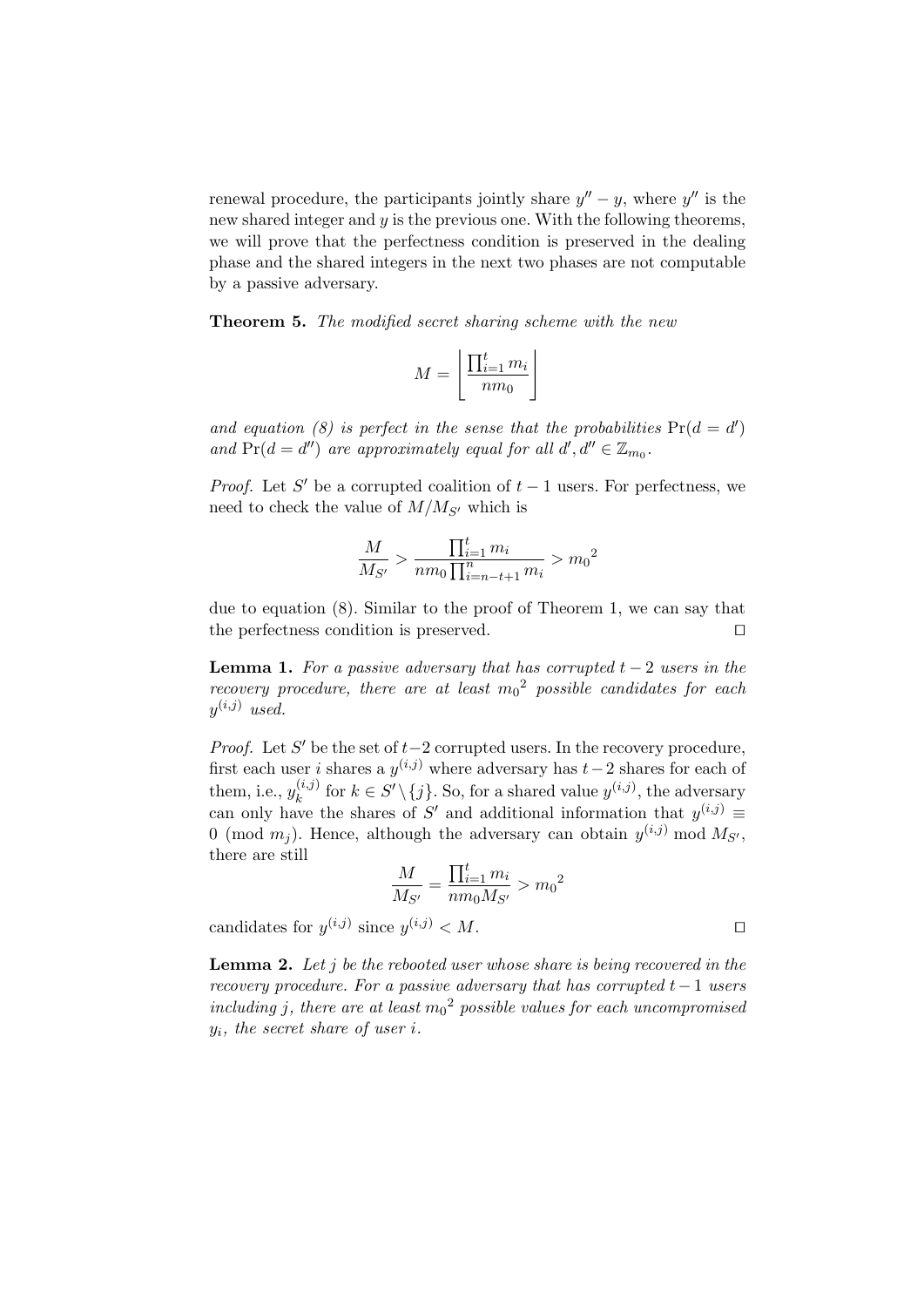renewal procedure, the participants jointly share $y'' - y$, where $y''$ is the new shared integer and $y$ is the previous one. With the following theorems, we will prove that the perfectness condition is preserved in the dealing phase and the shared integers in the next two phases are not computable by a passive adversary.

**Theorem 5.** *The modified secret sharing scheme with the new*

$$M = \left\lfloor \frac{\prod_{i=1}^{t} m_i}{n m_0} \right\rfloor$$

*and equation (8) is perfect in the sense that the probabilities* $\Pr(d = d')$ *and* $\Pr(d = d'')$ *are approximately equal for all* $d', d'' \in \mathbb{Z}_{m_0}$.

*Proof.* Let $S'$ be a corrupted coalition of $t - 1$ users. For perfectness, we need to check the value of $M/M_{S'}$ which is

$$\frac{M}{M_{S'}} > \frac{\prod_{i=1}^{t} m_i}{n m_0 \prod_{i=n-t+1}^{n} m_i} > {m_0}^2$$

due to equation (8). Similar to the proof of Theorem 1, we can say that the perfectness condition is preserved. □

**Lemma 1.** *For a passive adversary that has corrupted $t - 2$ users in the recovery procedure, there are at least ${m_0}^2$ possible candidates for each $y^{(i,j)}$ used.*

*Proof.* Let $S'$ be the set of $t-2$ corrupted users. In the recovery procedure, first each user $i$ shares a $y^{(i,j)}$ where adversary has $t - 2$ shares for each of them, i.e., $y_k^{(i,j)}$ for $k \in S' \setminus \{j\}$. So, for a shared value $y^{(i,j)}$, the adversary can only have the shares of $S'$ and additional information that $y^{(i,j)} \equiv 0 \pmod{m_j}$. Hence, although the adversary can obtain $y^{(i,j)} \bmod M_{S'}$, there are still

$$\frac{M}{M_{S'}} = \frac{\prod_{i=1}^{t} m_i}{n m_0 M_{S'}} > {m_0}^2$$

candidates for $y^{(i,j)}$ since $y^{(i,j)} < M$. □

**Lemma 2.** *Let $j$ be the rebooted user whose share is being recovered in the recovery procedure. For a passive adversary that has corrupted $t - 1$ users including $j$, there are at least ${m_0}^2$ possible values for each uncompromised $y_i$, the secret share of user $i$.*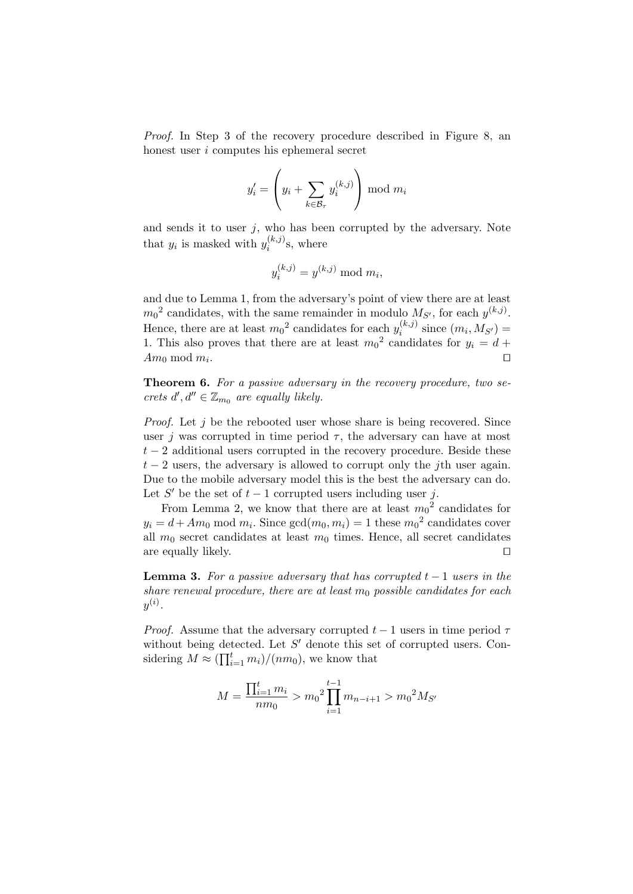*Proof.* In Step 3 of the recovery procedure described in Figure 8, an honest user $i$ computes his ephemeral secret

$$y'_i = \left( y_i + \sum_{k \in \mathcal{B}_\tau} y_i^{(k,j)} \right) \bmod m_i$$

and sends it to user $j$, who has been corrupted by the adversary. Note that $y_i$ is masked with $y_i^{(k,j)}$s, where

$$y_i^{(k,j)} = y^{(k,j)} \bmod m_i,$$

and due to Lemma 1, from the adversary's point of view there are at least ${m_0}^2$ candidates, with the same remainder in modulo $M_{S'}$, for each $y^{(k,j)}$. Hence, there are at least ${m_0}^2$ candidates for each $y_i^{(k,j)}$ since $(m_i, M_{S'}) = 1$. This also proves that there are at least ${m_0}^2$ candidates for $y_i = d + Am_0 \bmod m_i$. □

**Theorem 6.** *For a passive adversary in the recovery procedure, two secrets $d', d'' \in \mathbb{Z}_{m_0}$ are equally likely.*

*Proof.* Let $j$ be the rebooted user whose share is being recovered. Since user $j$ was corrupted in time period $\tau$, the adversary can have at most $t-2$ additional users corrupted in the recovery procedure. Beside these $t-2$ users, the adversary is allowed to corrupt only the $j$th user again. Due to the mobile adversary model this is the best the adversary can do. Let $S'$ be the set of $t-1$ corrupted users including user $j$.

From Lemma 2, we know that there are at least ${m_0}^2$ candidates for $y_i = d + Am_0 \bmod m_i$. Since $\gcd(m_0, m_i) = 1$ these ${m_0}^2$ candidates cover all $m_0$ secret candidates at least $m_0$ times. Hence, all secret candidates are equally likely. □

**Lemma 3.** *For a passive adversary that has corrupted $t-1$ users in the share renewal procedure, there are at least $m_0$ possible candidates for each $y^{(i)}$.*

*Proof.* Assume that the adversary corrupted $t-1$ users in time period $\tau$ without being detected. Let $S'$ denote this set of corrupted users. Considering $M \approx (\prod_{i=1}^{t} m_i)/(nm_0)$, we know that

$$M = \frac{\prod_{i=1}^{t} m_i}{nm_0} > {m_0}^2 \prod_{i=1}^{t-1} m_{n-i+1} > {m_0}^2 M_{S'}$$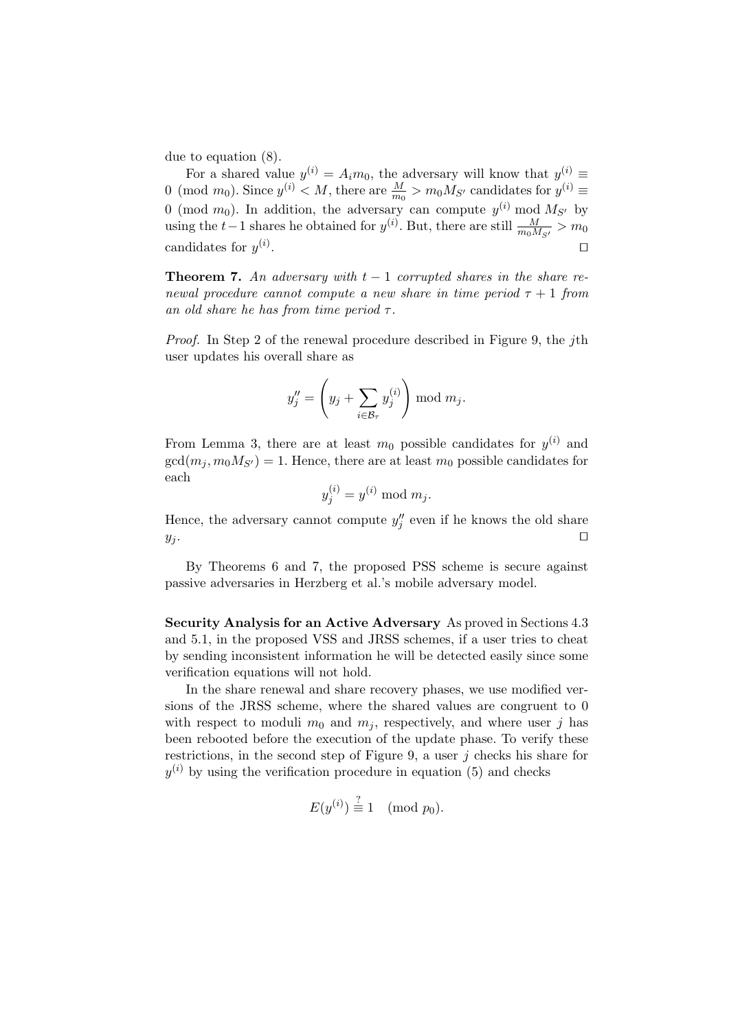due to equation (8).

For a shared value $y^{(i)} = A_i m_0$, the adversary will know that $y^{(i)} \equiv 0 \pmod{m_0}$. Since $y^{(i)} < M$, there are $\frac{M}{m_0} > m_0 M_{S'}$ candidates for $y^{(i)} \equiv 0 \pmod{m_0}$. In addition, the adversary can compute $y^{(i)} \bmod M_{S'}$ by using the $t-1$ shares he obtained for $y^{(i)}$. But, there are still $\frac{M}{m_0 M_{S'}} > m_0$ candidates for $y^{(i)}$. □

**Theorem 7.** *An adversary with $t-1$ corrupted shares in the share renewal procedure cannot compute a new share in time period $\tau+1$ from an old share he has from time period $\tau$.*

*Proof.* In Step 2 of the renewal procedure described in Figure 9, the $j$th user updates his overall share as

$$y''_j = \left( y_j + \sum_{i \in \mathcal{B}_\tau} y_j^{(i)} \right) \bmod m_j.$$

From Lemma 3, there are at least $m_0$ possible candidates for $y^{(i)}$ and $\gcd(m_j, m_0 M_{S'}) = 1$. Hence, there are at least $m_0$ possible candidates for each

$$y_j^{(i)} = y^{(i)} \bmod m_j.$$

Hence, the adversary cannot compute $y''_j$ even if he knows the old share $y_j$. □

By Theorems 6 and 7, the proposed PSS scheme is secure against passive adversaries in Herzberg et al.'s mobile adversary model.

**Security Analysis for an Active Adversary** As proved in Sections 4.3 and 5.1, in the proposed VSS and JRSS schemes, if a user tries to cheat by sending inconsistent information he will be detected easily since some verification equations will not hold.

In the share renewal and share recovery phases, we use modified versions of the JRSS scheme, where the shared values are congruent to 0 with respect to moduli $m_0$ and $m_j$, respectively, and where user $j$ has been rebooted before the execution of the update phase. To verify these restrictions, in the second step of Figure 9, a user $j$ checks his share for $y^{(i)}$ by using the verification procedure in equation (5) and checks

$$E(y^{(i)}) \stackrel{?}{\equiv} 1 \pmod{p_0}.$$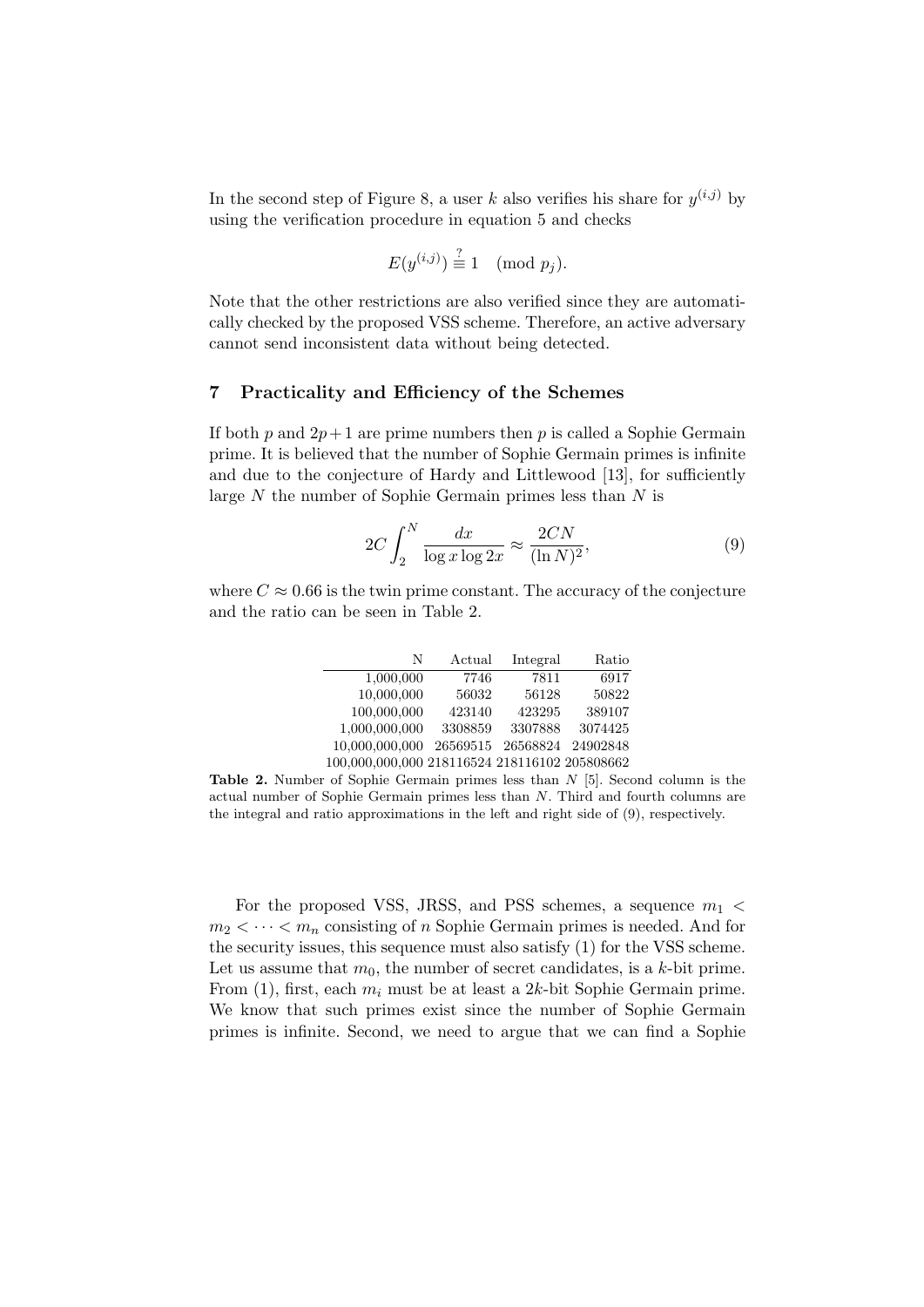In the second step of Figure 8, a user $k$ also verifies his share for $y^{(i,j)}$ by using the verification procedure in equation 5 and checks

$$E(y^{(i,j)}) \stackrel{?}{\equiv} 1 \pmod{p_j}.$$

Note that the other restrictions are also verified since they are automatically checked by the proposed VSS scheme. Therefore, an active adversary cannot send inconsistent data without being detected.

## 7 Practicality and Efficiency of the Schemes

If both $p$ and $2p+1$ are prime numbers then $p$ is called a Sophie Germain prime. It is believed that the number of Sophie Germain primes is infinite and due to the conjecture of Hardy and Littlewood [13], for sufficiently large $N$ the number of Sophie Germain primes less than $N$ is

$$2C \int_2^N \frac{dx}{\log x \log 2x} \approx \frac{2CN}{(\ln N)^2}, \tag{9}$$

where $C \approx 0.66$ is the twin prime constant. The accuracy of the conjecture and the ratio can be seen in Table 2.

| N | Actual | Integral | Ratio |
|---:|---:|---:|---:|
| 1,000,000 | 7746 | 7811 | 6917 |
| 10,000,000 | 56032 | 56128 | 50822 |
| 100,000,000 | 423140 | 423295 | 389107 |
| 1,000,000,000 | 3308859 | 3307888 | 3074425 |
| 10,000,000,000 | 26569515 | 26568824 | 24902848 |
| 100,000,000,000 | 218116524 | 218116102 | 205808662 |

**Table 2.** Number of Sophie Germain primes less than $N$ [5]. Second column is the actual number of Sophie Germain primes less than $N$. Third and fourth columns are the integral and ratio approximations in the left and right side of (9), respectively.

For the proposed VSS, JRSS, and PSS schemes, a sequence $m_1 < m_2 < \cdots < m_n$ consisting of $n$ Sophie Germain primes is needed. And for the security issues, this sequence must also satisfy (1) for the VSS scheme. Let us assume that $m_0$, the number of secret candidates, is a $k$-bit prime. From (1), first, each $m_i$ must be at least a $2k$-bit Sophie Germain prime. We know that such primes exist since the number of Sophie Germain primes is infinite. Second, we need to argue that we can find a Sophie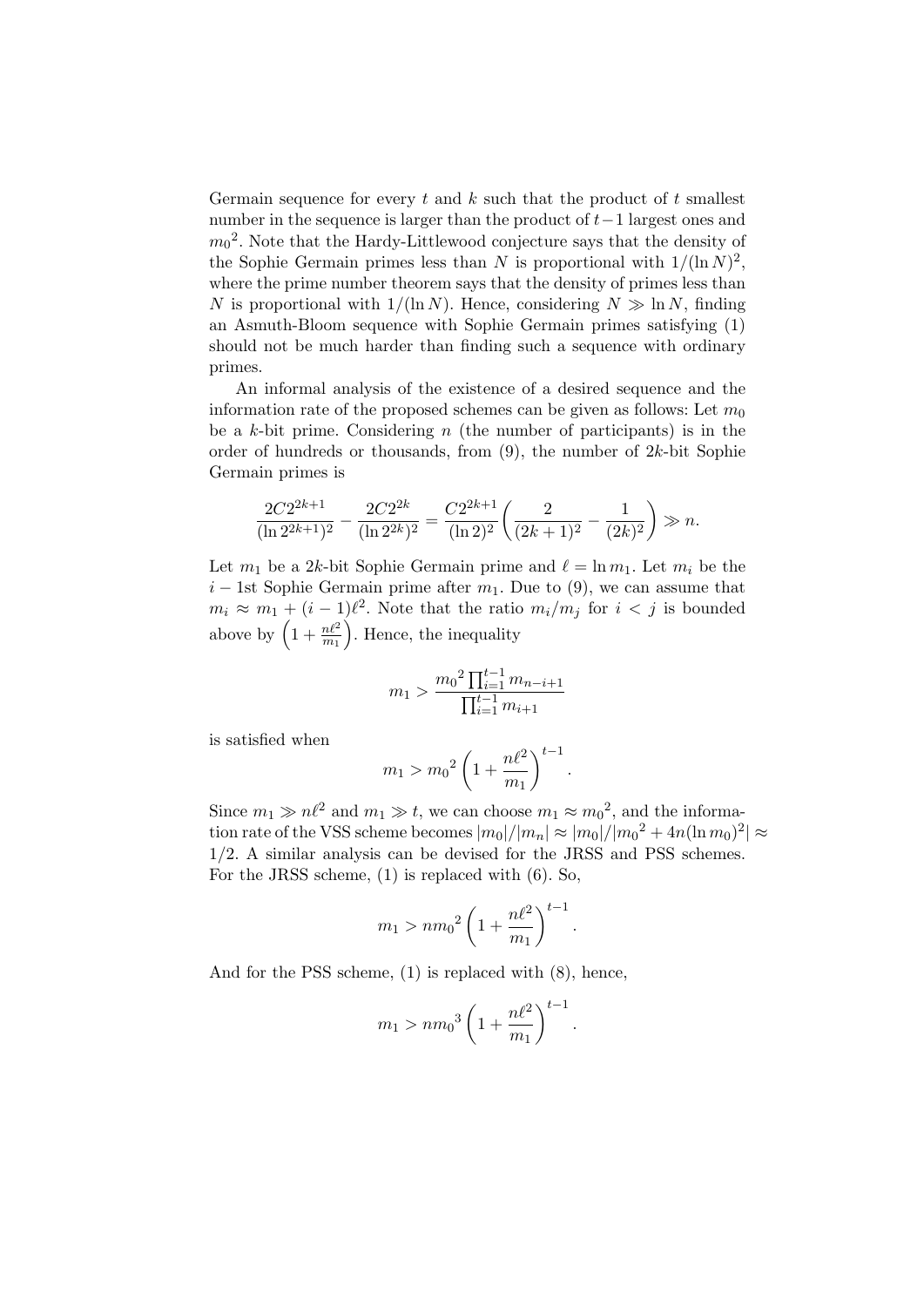Germain sequence for every $t$ and $k$ such that the product of $t$ smallest number in the sequence is larger than the product of $t-1$ largest ones and ${m_0}^2$. Note that the Hardy-Littlewood conjecture says that the density of the Sophie Germain primes less than $N$ is proportional with $1/(\ln N)^2$, where the prime number theorem says that the density of primes less than $N$ is proportional with $1/(\ln N)$. Hence, considering $N \gg \ln N$, finding an Asmuth-Bloom sequence with Sophie Germain primes satisfying (1) should not be much harder than finding such a sequence with ordinary primes.

An informal analysis of the existence of a desired sequence and the information rate of the proposed schemes can be given as follows: Let $m_0$ be a $k$-bit prime. Considering $n$ (the number of participants) is in the order of hundreds or thousands, from (9), the number of $2k$-bit Sophie Germain primes is

$$\frac{2C2^{2k+1}}{(\ln 2^{2k+1})^2} - \frac{2C2^{2k}}{(\ln 2^{2k})^2} = \frac{C2^{2k+1}}{(\ln 2)^2}\left(\frac{2}{(2k+1)^2} - \frac{1}{(2k)^2}\right) \gg n.$$

Let $m_1$ be a $2k$-bit Sophie Germain prime and $\ell = \ln m_1$. Let $m_i$ be the $i-1$st Sophie Germain prime after $m_1$. Due to (9), we can assume that $m_i \approx m_1 + (i-1)\ell^2$. Note that the ratio $m_i/m_j$ for $i < j$ is bounded above by $\left(1 + \frac{n\ell^2}{m_1}\right)$. Hence, the inequality

$$m_1 > \frac{{m_0}^2 \prod_{i=1}^{t-1} m_{n-i+1}}{\prod_{i=1}^{t-1} m_{i+1}}$$

is satisfied when

$$m_1 > {m_0}^2 \left(1 + \frac{n\ell^2}{m_1}\right)^{t-1}.$$

Since $m_1 \gg n\ell^2$ and $m_1 \gg t$, we can choose $m_1 \approx {m_0}^2$, and the information rate of the VSS scheme becomes $|m_0|/|m_n| \approx |m_0|/|{m_0}^2 + 4n(\ln m_0)^2| \approx 1/2$. A similar analysis can be devised for the JRSS and PSS schemes. For the JRSS scheme, (1) is replaced with (6). So,

$$m_1 > n{m_0}^2 \left(1 + \frac{n\ell^2}{m_1}\right)^{t-1}.$$

And for the PSS scheme, (1) is replaced with (8), hence,

$$m_1 > n{m_0}^3 \left(1 + \frac{n\ell^2}{m_1}\right)^{t-1}.$$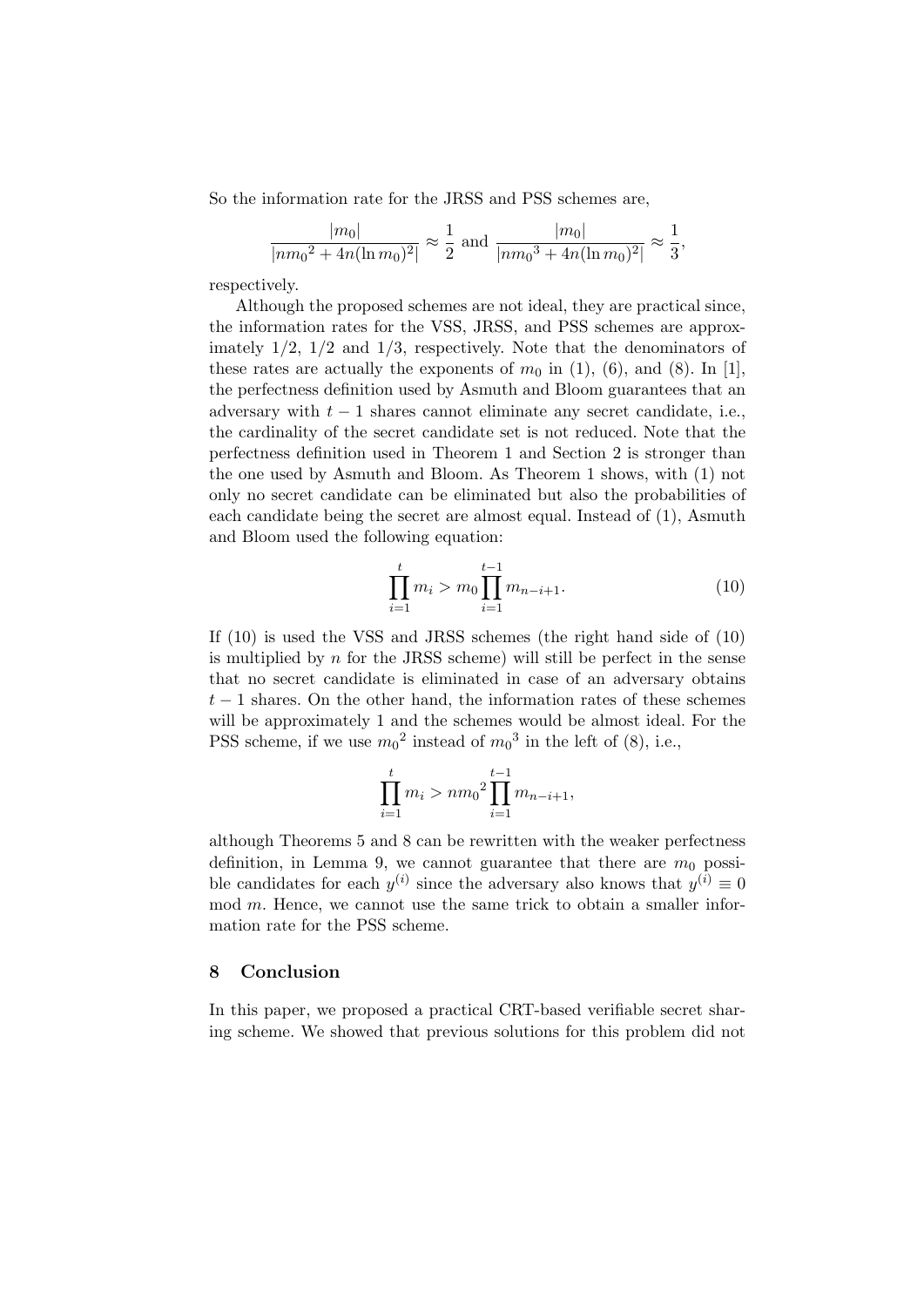So the information rate for the JRSS and PSS schemes are,

$$\frac{|m_0|}{|nm_0{}^2 + 4n(\ln m_0)^2|} \approx \frac{1}{2} \text{ and } \frac{|m_0|}{|nm_0{}^3 + 4n(\ln m_0)^2|} \approx \frac{1}{3},$$

respectively.

Although the proposed schemes are not ideal, they are practical since, the information rates for the VSS, JRSS, and PSS schemes are approximately 1/2, 1/2 and 1/3, respectively. Note that the denominators of these rates are actually the exponents of $m_0$ in (1), (6), and (8). In [1], the perfectness definition used by Asmuth and Bloom guarantees that an adversary with $t-1$ shares cannot eliminate any secret candidate, i.e., the cardinality of the secret candidate set is not reduced. Note that the perfectness definition used in Theorem 1 and Section 2 is stronger than the one used by Asmuth and Bloom. As Theorem 1 shows, with (1) not only no secret candidate can be eliminated but also the probabilities of each candidate being the secret are almost equal. Instead of (1), Asmuth and Bloom used the following equation:

$$\prod_{i=1}^{t} m_i > m_0 \prod_{i=1}^{t-1} m_{n-i+1}. \tag{10}$$

If (10) is used the VSS and JRSS schemes (the right hand side of (10) is multiplied by $n$ for the JRSS scheme) will still be perfect in the sense that no secret candidate is eliminated in case of an adversary obtains $t-1$ shares. On the other hand, the information rates of these schemes will be approximately 1 and the schemes would be almost ideal. For the PSS scheme, if we use $m_0{}^2$ instead of $m_0{}^3$ in the left of (8), i.e.,

$$\prod_{i=1}^{t} m_i > nm_0{}^2 \prod_{i=1}^{t-1} m_{n-i+1},$$

although Theorems 5 and 8 can be rewritten with the weaker perfectness definition, in Lemma 9, we cannot guarantee that there are $m_0$ possible candidates for each $y^{(i)}$ since the adversary also knows that $y^{(i)} \equiv 0 \mod m$. Hence, we cannot use the same trick to obtain a smaller information rate for the PSS scheme.

## 8 Conclusion

In this paper, we proposed a practical CRT-based verifiable secret sharing scheme. We showed that previous solutions for this problem did not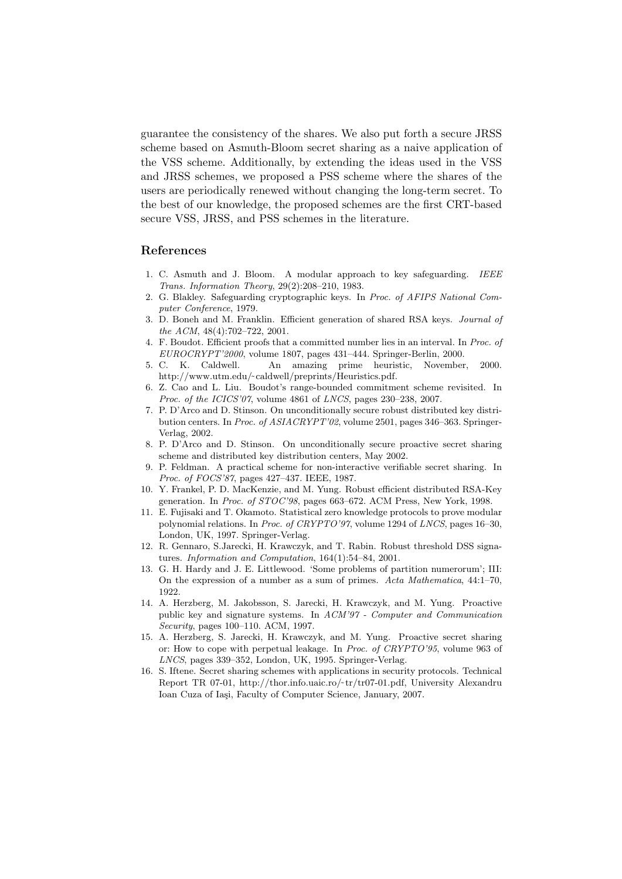guarantee the consistency of the shares. We also put forth a secure JRSS scheme based on Asmuth-Bloom secret sharing as a naive application of the VSS scheme. Additionally, by extending the ideas used in the VSS and JRSS schemes, we proposed a PSS scheme where the shares of the users are periodically renewed without changing the long-term secret. To the best of our knowledge, the proposed schemes are the first CRT-based secure VSS, JRSS, and PSS schemes in the literature.

## References

1. C. Asmuth and J. Bloom. A modular approach to key safeguarding. *IEEE Trans. Information Theory*, 29(2):208–210, 1983.
2. G. Blakley. Safeguarding cryptographic keys. In *Proc. of AFIPS National Computer Conference*, 1979.
3. D. Boneh and M. Franklin. Efficient generation of shared RSA keys. *Journal of the ACM*, 48(4):702–722, 2001.
4. F. Boudot. Efficient proofs that a committed number lies in an interval. In *Proc. of EUROCRYPT'2000*, volume 1807, pages 431–444. Springer-Berlin, 2000.
5. C. K. Caldwell. An amazing prime heuristic, November, 2000. http://www.utm.edu/~caldwell/preprints/Heuristics.pdf.
6. Z. Cao and L. Liu. Boudot's range-bounded commitment scheme revisited. In *Proc. of the ICICS'07*, volume 4861 of *LNCS*, pages 230–238, 2007.
7. P. D'Arco and D. Stinson. On unconditionally secure robust distributed key distribution centers. In *Proc. of ASIACRYPT'02*, volume 2501, pages 346–363. Springer-Verlag, 2002.
8. P. D'Arco and D. Stinson. On unconditionally secure proactive secret sharing scheme and distributed key distribution centers, May 2002.
9. P. Feldman. A practical scheme for non-interactive verifiable secret sharing. In *Proc. of FOCS'87*, pages 427–437. IEEE, 1987.
10. Y. Frankel, P. D. MacKenzie, and M. Yung. Robust efficient distributed RSA-Key generation. In *Proc. of STOC'98*, pages 663–672. ACM Press, New York, 1998.
11. E. Fujisaki and T. Okamoto. Statistical zero knowledge protocols to prove modular polynomial relations. In *Proc. of CRYPTO'97*, volume 1294 of *LNCS*, pages 16–30, London, UK, 1997. Springer-Verlag.
12. R. Gennaro, S.Jarecki, H. Krawczyk, and T. Rabin. Robust threshold DSS signatures. *Information and Computation*, 164(1):54–84, 2001.
13. G. H. Hardy and J. E. Littlewood. 'Some problems of partition numerorum'; III: On the expression of a number as a sum of primes. *Acta Mathematica*, 44:1–70, 1922.
14. A. Herzberg, M. Jakobsson, S. Jarecki, H. Krawczyk, and M. Yung. Proactive public key and signature systems. In *ACM'97 - Computer and Communication Security*, pages 100–110. ACM, 1997.
15. A. Herzberg, S. Jarecki, H. Krawczyk, and M. Yung. Proactive secret sharing or: How to cope with perpetual leakage. In *Proc. of CRYPTO'95*, volume 963 of *LNCS*, pages 339–352, London, UK, 1995. Springer-Verlag.
16. S. Iftene. Secret sharing schemes with applications in security protocols. Technical Report TR 07-01, http://thor.info.uaic.ro/~tr/tr07-01.pdf, University Alexandru Ioan Cuza of Iaşi, Faculty of Computer Science, January, 2007.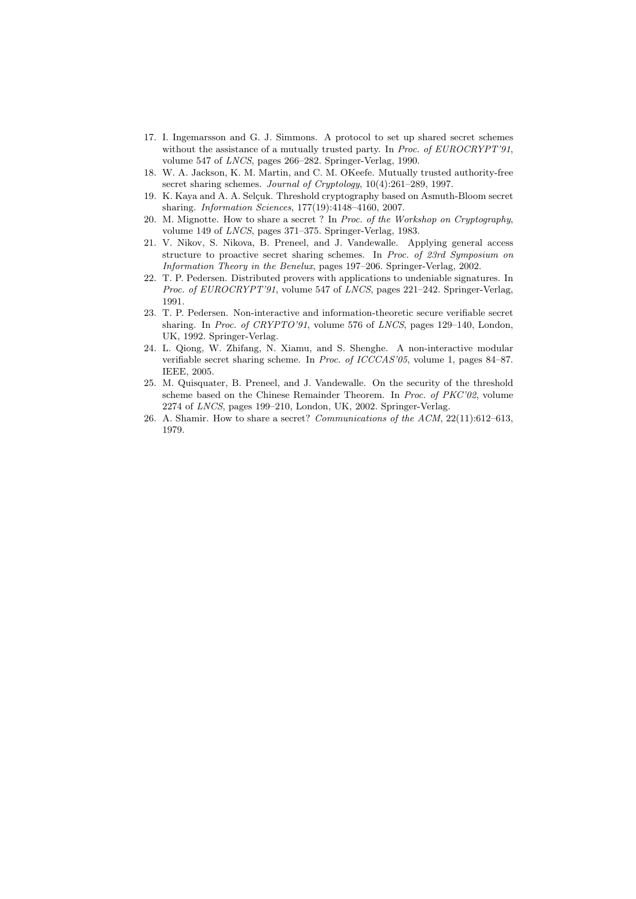17. I. Ingemarsson and G. J. Simmons. A protocol to set up shared secret schemes without the assistance of a mutually trusted party. In *Proc. of EUROCRYPT'91*, volume 547 of *LNCS*, pages 266–282. Springer-Verlag, 1990.
18. W. A. Jackson, K. M. Martin, and C. M. OKeefe. Mutually trusted authority-free secret sharing schemes. *Journal of Cryptology*, 10(4):261–289, 1997.
19. K. Kaya and A. A. Selçuk. Threshold cryptography based on Asmuth-Bloom secret sharing. *Information Sciences*, 177(19):4148–4160, 2007.
20. M. Mignotte. How to share a secret ? In *Proc. of the Workshop on Cryptography*, volume 149 of *LNCS*, pages 371–375. Springer-Verlag, 1983.
21. V. Nikov, S. Nikova, B. Preneel, and J. Vandewalle. Applying general access structure to proactive secret sharing schemes. In *Proc. of 23rd Symposium on Information Theory in the Benelux*, pages 197–206. Springer-Verlag, 2002.
22. T. P. Pedersen. Distributed provers with applications to undeniable signatures. In *Proc. of EUROCRYPT'91*, volume 547 of *LNCS*, pages 221–242. Springer-Verlag, 1991.
23. T. P. Pedersen. Non-interactive and information-theoretic secure verifiable secret sharing. In *Proc. of CRYPTO'91*, volume 576 of *LNCS*, pages 129–140, London, UK, 1992. Springer-Verlag.
24. L. Qiong, W. Zhifang, N. Xiamu, and S. Shenghe. A non-interactive modular verifiable secret sharing scheme. In *Proc. of ICCCAS'05*, volume 1, pages 84–87. IEEE, 2005.
25. M. Quisquater, B. Preneel, and J. Vandewalle. On the security of the threshold scheme based on the Chinese Remainder Theorem. In *Proc. of PKC'02*, volume 2274 of *LNCS*, pages 199–210, London, UK, 2002. Springer-Verlag.
26. A. Shamir. How to share a secret? *Communications of the ACM*, 22(11):612–613, 1979.